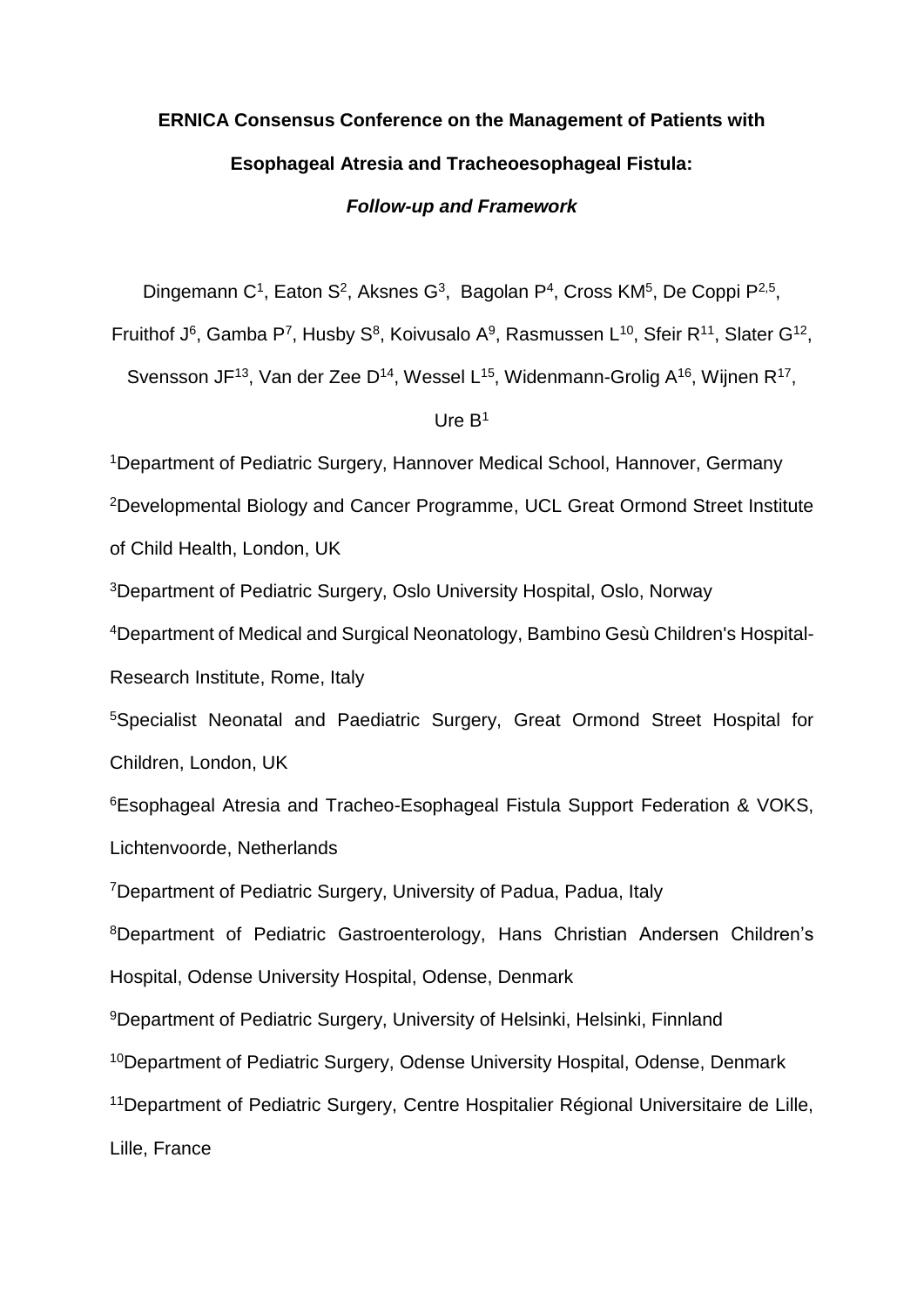# ERNICA Consensus Conference on the Management of Patients with Esophageal Atresia and Tracheoesophageal Fistula:

## *Follow-up and Framework*

Dingemann C[1], Eaton S[2], Aksnes G[3], Bagolan P[4], Cross KM[5], De Coppi P[2,5], Fruithof J[6], Gamba P[7], Husby S[8], Koivusalo A[9], Rasmussen L[10], Sfeir R[11], Slater G[12], Svensson JF[13], Van der Zee D[14], Wessel L[15], Widenmann-Grolig A[16], Wijnen R[17], Ure B[1]

[1]Department of Pediatric Surgery, Hannover Medical School, Hannover, Germany

[2]Developmental Biology and Cancer Programme, UCL Great Ormond Street Institute of Child Health, London, UK

[3]Department of Pediatric Surgery, Oslo University Hospital, Oslo, Norway

[4]Department of Medical and Surgical Neonatology, Bambino Gesù Children's Hospital-Research Institute, Rome, Italy

[5]Specialist Neonatal and Paediatric Surgery, Great Ormond Street Hospital for Children, London, UK

[6]Esophageal Atresia and Tracheo-Esophageal Fistula Support Federation & VOKS, Lichtenvoorde, Netherlands

[7]Department of Pediatric Surgery, University of Padua, Padua, Italy

[8]Department of Pediatric Gastroenterology, Hans Christian Andersen Children's Hospital, Odense University Hospital, Odense, Denmark

[9]Department of Pediatric Surgery, University of Helsinki, Helsinki, Finnland

[10]Department of Pediatric Surgery, Odense University Hospital, Odense, Denmark

[11]Department of Pediatric Surgery, Centre Hospitalier Régional Universitaire de Lille, Lille, France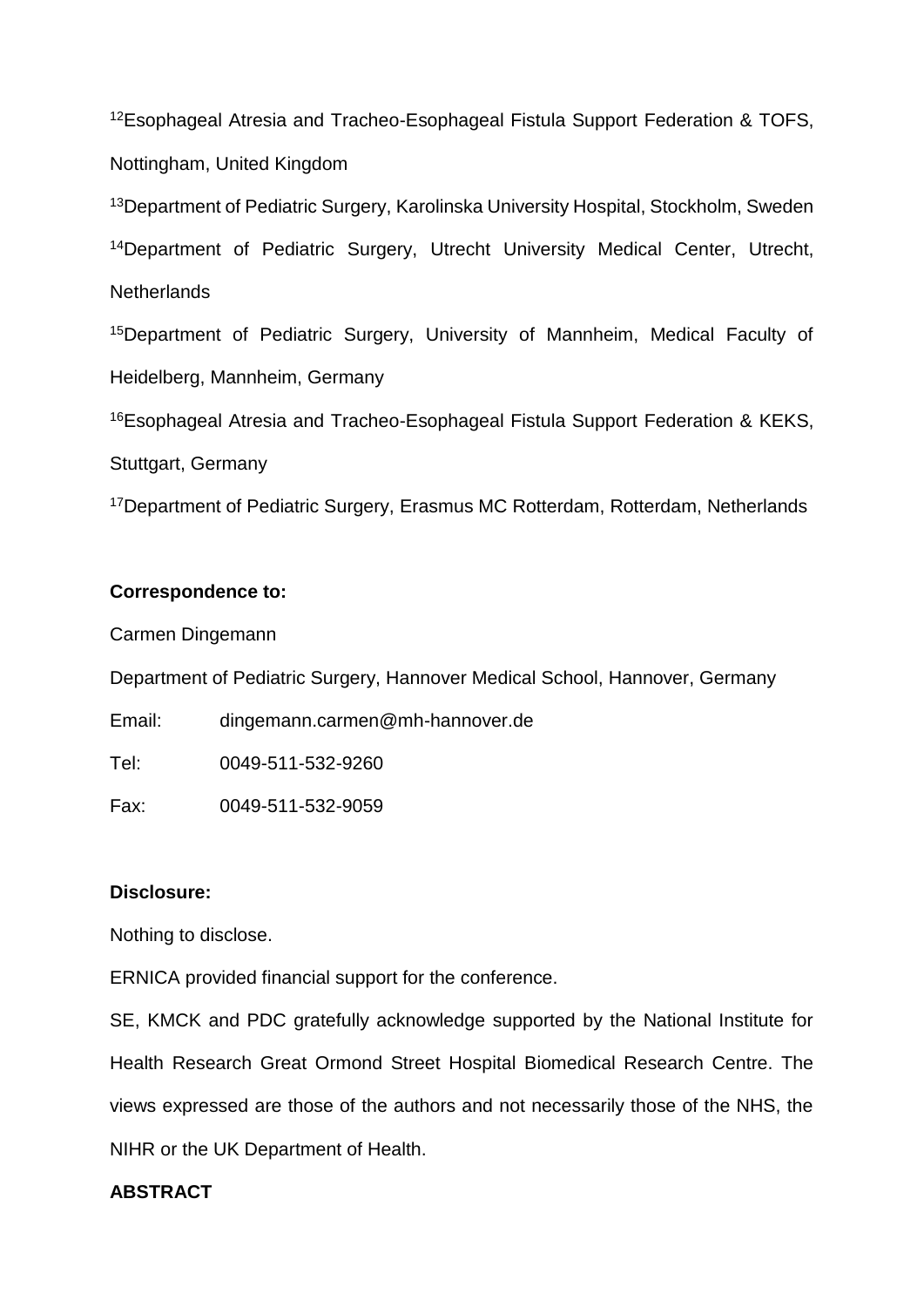[12]Esophageal Atresia and Tracheo-Esophageal Fistula Support Federation & TOFS, Nottingham, United Kingdom

[13]Department of Pediatric Surgery, Karolinska University Hospital, Stockholm, Sweden

[14]Department of Pediatric Surgery, Utrecht University Medical Center, Utrecht, Netherlands

[15]Department of Pediatric Surgery, University of Mannheim, Medical Faculty of Heidelberg, Mannheim, Germany

[16]Esophageal Atresia and Tracheo-Esophageal Fistula Support Federation & KEKS, Stuttgart, Germany

[17]Department of Pediatric Surgery, Erasmus MC Rotterdam, Rotterdam, Netherlands

**Correspondence to:**

Carmen Dingemann

Department of Pediatric Surgery, Hannover Medical School, Hannover, Germany

Email: dingemann.carmen@mh-hannover.de

Tel: 0049-511-532-9260

Fax: 0049-511-532-9059

**Disclosure:**

Nothing to disclose.

ERNICA provided financial support for the conference.

SE, KMCK and PDC gratefully acknowledge supported by the National Institute for Health Research Great Ormond Street Hospital Biomedical Research Centre. The views expressed are those of the authors and not necessarily those of the NHS, the NIHR or the UK Department of Health.

**ABSTRACT**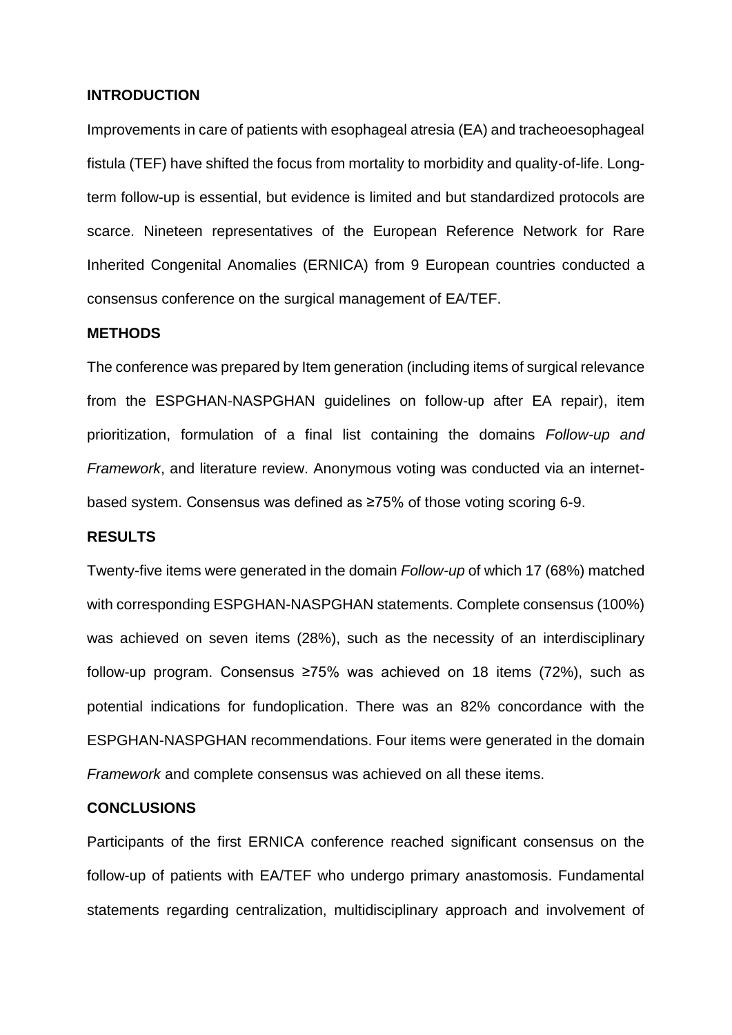## INTRODUCTION

Improvements in care of patients with esophageal atresia (EA) and tracheoesophageal fistula (TEF) have shifted the focus from mortality to morbidity and quality-of-life. Long-term follow-up is essential, but evidence is limited and but standardized protocols are scarce. Nineteen representatives of the European Reference Network for Rare Inherited Congenital Anomalies (ERNICA) from 9 European countries conducted a consensus conference on the surgical management of EA/TEF.

## METHODS

The conference was prepared by Item generation (including items of surgical relevance from the ESPGHAN-NASPGHAN guidelines on follow-up after EA repair), item prioritization, formulation of a final list containing the domains *Follow-up and Framework*, and literature review. Anonymous voting was conducted via an internet-based system. Consensus was defined as ≥75% of those voting scoring 6-9.

## RESULTS

Twenty-five items were generated in the domain *Follow-up* of which 17 (68%) matched with corresponding ESPGHAN-NASPGHAN statements. Complete consensus (100%) was achieved on seven items (28%), such as the necessity of an interdisciplinary follow-up program. Consensus ≥75% was achieved on 18 items (72%), such as potential indications for fundoplication. There was an 82% concordance with the ESPGHAN-NASPGHAN recommendations. Four items were generated in the domain *Framework* and complete consensus was achieved on all these items.

## CONCLUSIONS

Participants of the first ERNICA conference reached significant consensus on the follow-up of patients with EA/TEF who undergo primary anastomosis. Fundamental statements regarding centralization, multidisciplinary approach and involvement of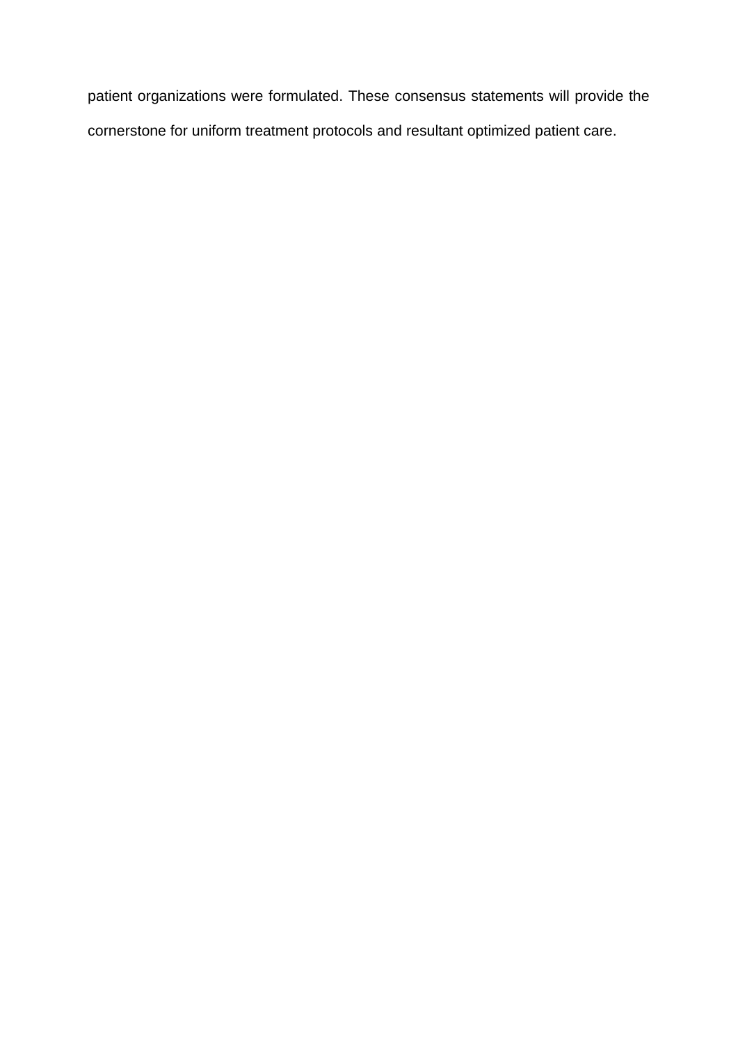patient organizations were formulated. These consensus statements will provide the cornerstone for uniform treatment protocols and resultant optimized patient care.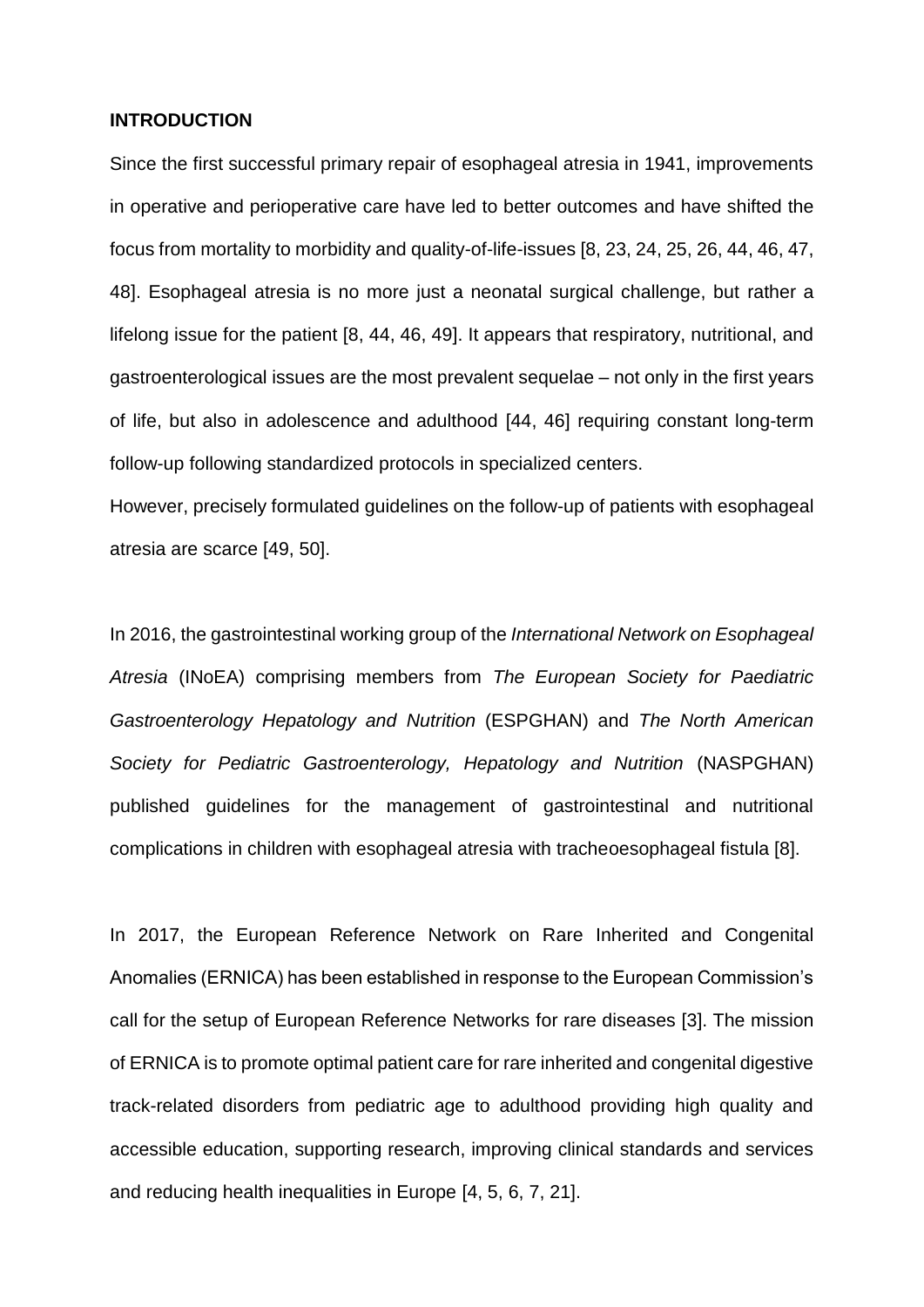**INTRODUCTION**

Since the first successful primary repair of esophageal atresia in 1941, improvements in operative and perioperative care have led to better outcomes and have shifted the focus from mortality to morbidity and quality-of-life-issues [8, 23, 24, 25, 26, 44, 46, 47, 48]. Esophageal atresia is no more just a neonatal surgical challenge, but rather a lifelong issue for the patient [8, 44, 46, 49]. It appears that respiratory, nutritional, and gastroenterological issues are the most prevalent sequelae – not only in the first years of life, but also in adolescence and adulthood [44, 46] requiring constant long-term follow-up following standardized protocols in specialized centers.

However, precisely formulated guidelines on the follow-up of patients with esophageal atresia are scarce [49, 50].

In 2016, the gastrointestinal working group of the *International Network on Esophageal Atresia* (INoEA) comprising members from *The European Society for Paediatric Gastroenterology Hepatology and Nutrition* (ESPGHAN) and *The North American Society for Pediatric Gastroenterology, Hepatology and Nutrition* (NASPGHAN) published guidelines for the management of gastrointestinal and nutritional complications in children with esophageal atresia with tracheoesophageal fistula [8].

In 2017, the European Reference Network on Rare Inherited and Congenital Anomalies (ERNICA) has been established in response to the European Commission's call for the setup of European Reference Networks for rare diseases [3]. The mission of ERNICA is to promote optimal patient care for rare inherited and congenital digestive track-related disorders from pediatric age to adulthood providing high quality and accessible education, supporting research, improving clinical standards and services and reducing health inequalities in Europe [4, 5, 6, 7, 21].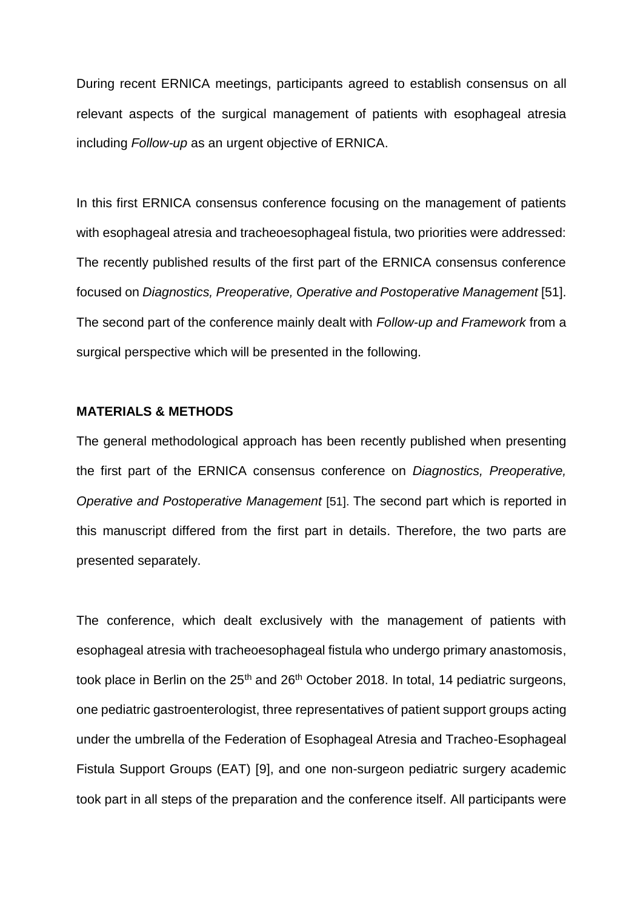During recent ERNICA meetings, participants agreed to establish consensus on all relevant aspects of the surgical management of patients with esophageal atresia including *Follow-up* as an urgent objective of ERNICA.

In this first ERNICA consensus conference focusing on the management of patients with esophageal atresia and tracheoesophageal fistula, two priorities were addressed: The recently published results of the first part of the ERNICA consensus conference focused on *Diagnostics, Preoperative, Operative and Postoperative Management* [51]. The second part of the conference mainly dealt with *Follow-up and Framework* from a surgical perspective which will be presented in the following.

## MATERIALS & METHODS

The general methodological approach has been recently published when presenting the first part of the ERNICA consensus conference on *Diagnostics, Preoperative, Operative and Postoperative Management* [51]. The second part which is reported in this manuscript differed from the first part in details. Therefore, the two parts are presented separately.

The conference, which dealt exclusively with the management of patients with esophageal atresia with tracheoesophageal fistula who undergo primary anastomosis, took place in Berlin on the 25th and 26th October 2018. In total, 14 pediatric surgeons, one pediatric gastroenterologist, three representatives of patient support groups acting under the umbrella of the Federation of Esophageal Atresia and Tracheo-Esophageal Fistula Support Groups (EAT) [9], and one non-surgeon pediatric surgery academic took part in all steps of the preparation and the conference itself. All participants were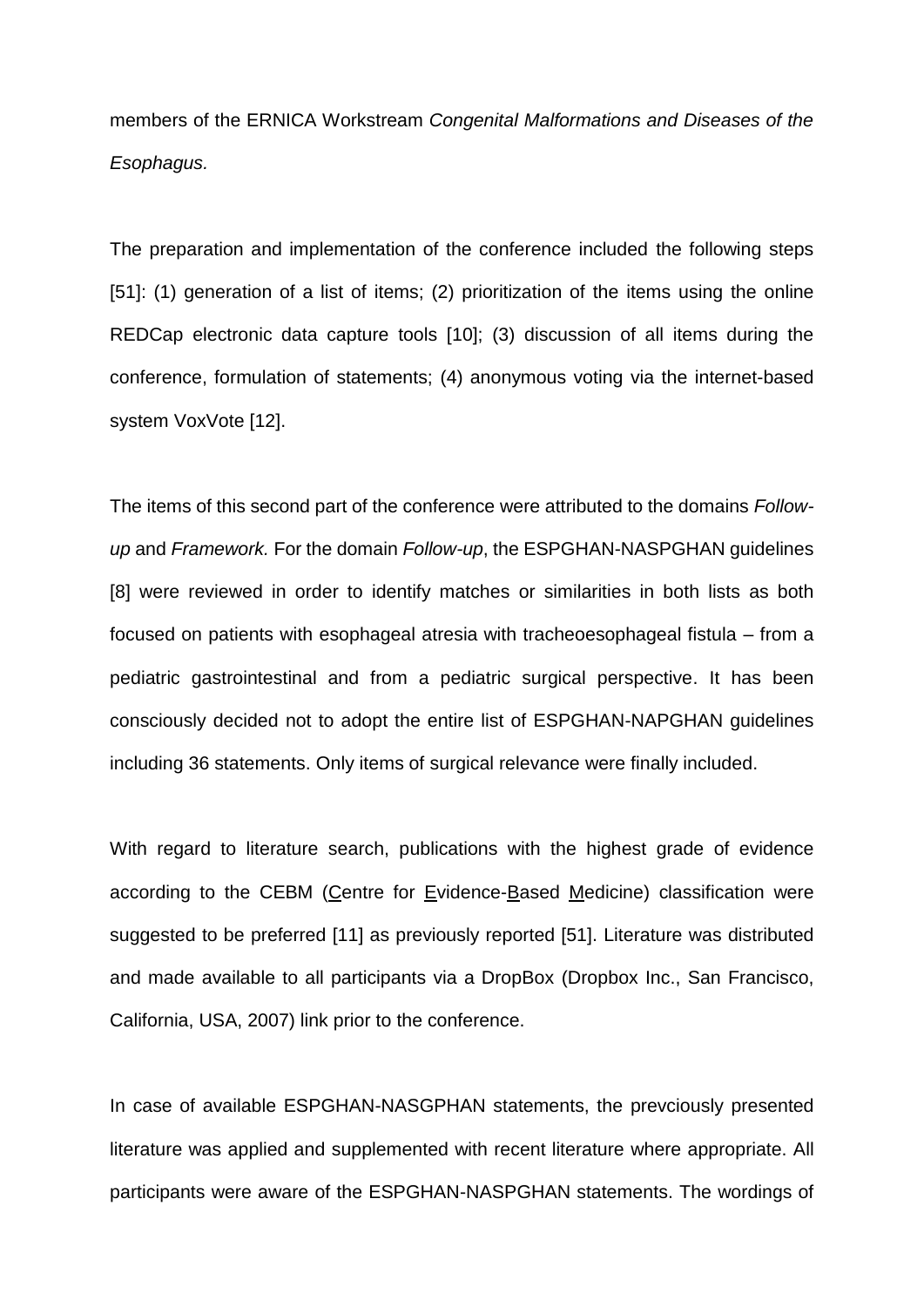members of the ERNICA Workstream *Congenital Malformations and Diseases of the Esophagus.*

The preparation and implementation of the conference included the following steps [51]: (1) generation of a list of items; (2) prioritization of the items using the online REDCap electronic data capture tools [10]; (3) discussion of all items during the conference, formulation of statements; (4) anonymous voting via the internet-based system VoxVote [12].

The items of this second part of the conference were attributed to the domains *Follow-up* and *Framework.* For the domain *Follow-up*, the ESPGHAN-NASPGHAN guidelines [8] were reviewed in order to identify matches or similarities in both lists as both focused on patients with esophageal atresia with tracheoesophageal fistula – from a pediatric gastrointestinal and from a pediatric surgical perspective. It has been consciously decided not to adopt the entire list of ESPGHAN-NAPGHAN guidelines including 36 statements. Only items of surgical relevance were finally included.

With regard to literature search, publications with the highest grade of evidence according to the CEBM (Centre for Evidence-Based Medicine) classification were suggested to be preferred [11] as previously reported [51]. Literature was distributed and made available to all participants via a DropBox (Dropbox Inc., San Francisco, California, USA, 2007) link prior to the conference.

In case of available ESPGHAN-NASGPHAN statements, the prevciously presented literature was applied and supplemented with recent literature where appropriate. All participants were aware of the ESPGHAN-NASPGHAN statements. The wordings of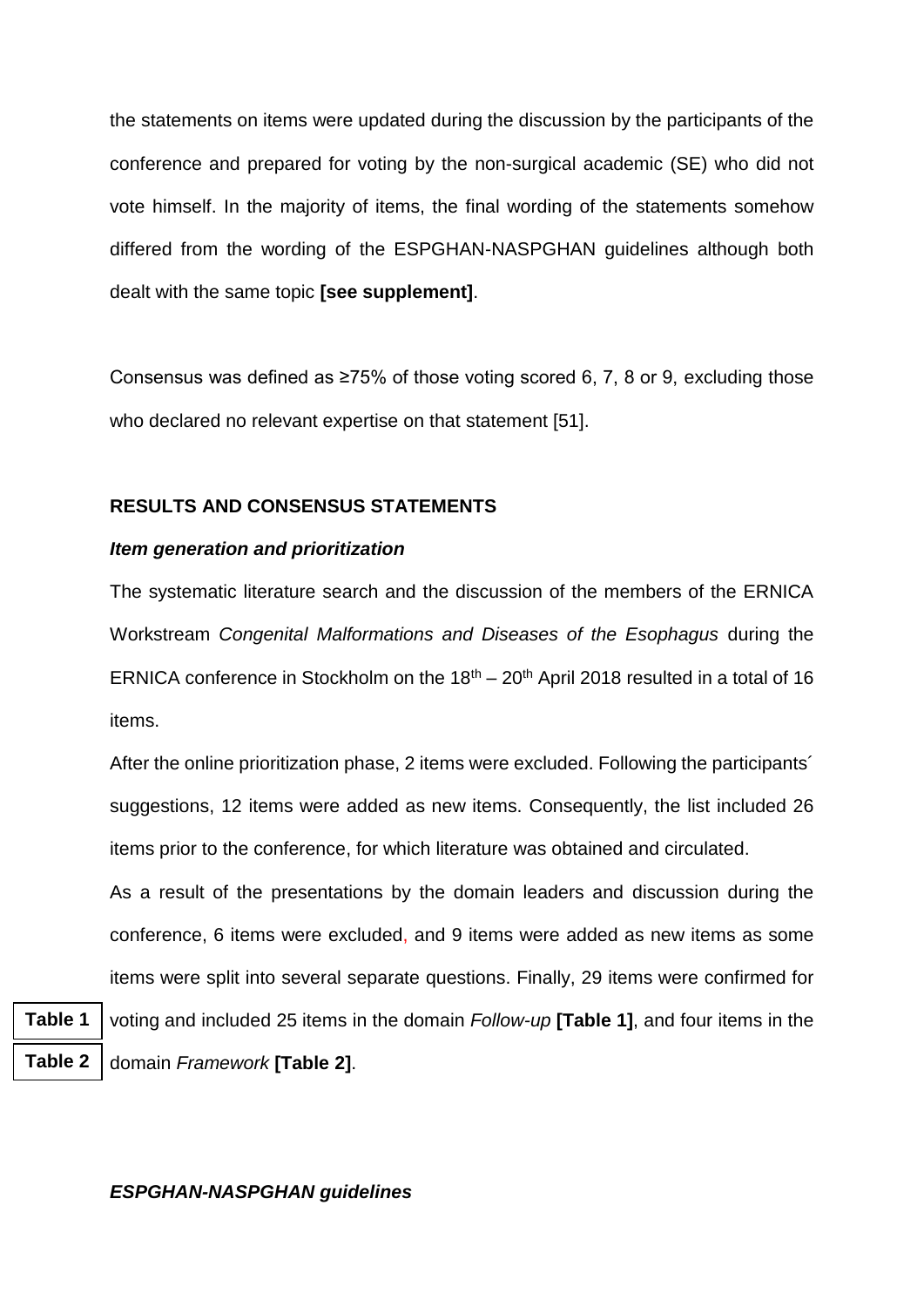the statements on items were updated during the discussion by the participants of the conference and prepared for voting by the non-surgical academic (SE) who did not vote himself. In the majority of items, the final wording of the statements somehow differed from the wording of the ESPGHAN-NASPGHAN guidelines although both dealt with the same topic **[see supplement]**.

Consensus was defined as ≥75% of those voting scored 6, 7, 8 or 9, excluding those who declared no relevant expertise on that statement [51].

## RESULTS AND CONSENSUS STATEMENTS

### *Item generation and prioritization*

The systematic literature search and the discussion of the members of the ERNICA Workstream *Congenital Malformations and Diseases of the Esophagus* during the ERNICA conference in Stockholm on the 18th – 20th April 2018 resulted in a total of 16 items.

After the online prioritization phase, 2 items were excluded. Following the participants´ suggestions, 12 items were added as new items. Consequently, the list included 26 items prior to the conference, for which literature was obtained and circulated.

As a result of the presentations by the domain leaders and discussion during the conference, 6 items were excluded, and 9 items were added as new items as some items were split into several separate questions. Finally, 29 items were confirmed for voting and included 25 items in the domain *Follow-up* **[Table 1]**, and four items in the domain *Framework* **[Table 2]**.

Table 1

Table 2

### *ESPGHAN-NASPGHAN guidelines*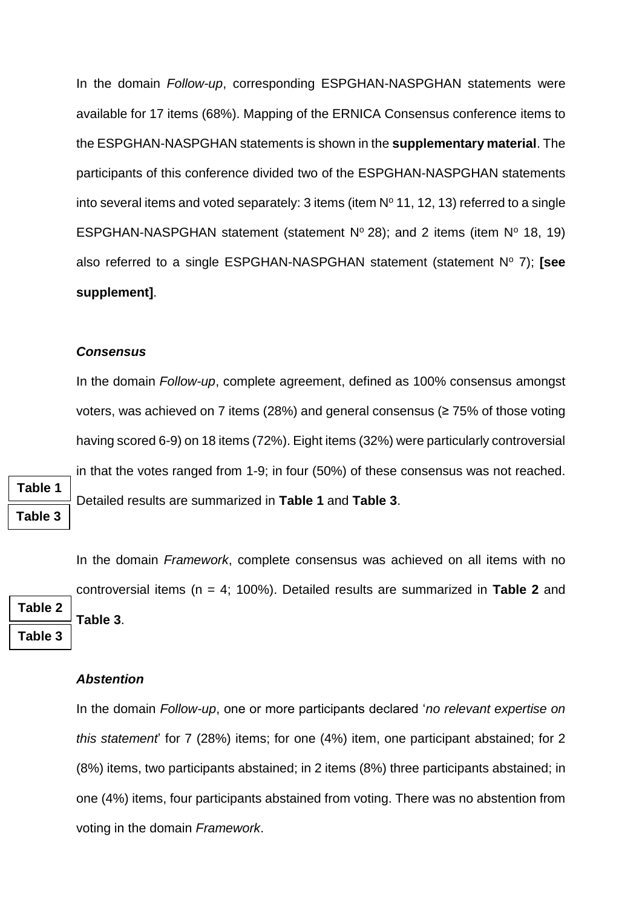In the domain *Follow-up*, corresponding ESPGHAN-NASPGHAN statements were available for 17 items (68%). Mapping of the ERNICA Consensus conference items to the ESPGHAN-NASPGHAN statements is shown in the **supplementary material**. The participants of this conference divided two of the ESPGHAN-NASPGHAN statements into several items and voted separately: 3 items (item N$^o$ 11, 12, 13) referred to a single ESPGHAN-NASPGHAN statement (statement N$^o$ 28); and 2 items (item N$^o$ 18, 19) also referred to a single ESPGHAN-NASPGHAN statement (statement N$^o$ 7); **[see supplement]**.

### *Consensus*

In the domain *Follow-up*, complete agreement, defined as 100% consensus amongst voters, was achieved on 7 items (28%) and general consensus (≥ 75% of those voting having scored 6-9) on 18 items (72%). Eight items (32%) were particularly controversial in that the votes ranged from 1-9; in four (50%) of these consensus was not reached. Detailed results are summarized in **Table 1** and **Table 3**.

**Table 1**

**Table 3**

In the domain *Framework*, complete consensus was achieved on all items with no controversial items (n = 4; 100%). Detailed results are summarized in **Table 2** and **Table 3**.

**Table 2**

**Table 3**

### *Abstention*

In the domain *Follow-up*, one or more participants declared '*no relevant expertise on this statement*' for 7 (28%) items; for one (4%) item, one participant abstained; for 2 (8%) items, two participants abstained; in 2 items (8%) three participants abstained; in one (4%) items, four participants abstained from voting. There was no abstention from voting in the domain *Framework*.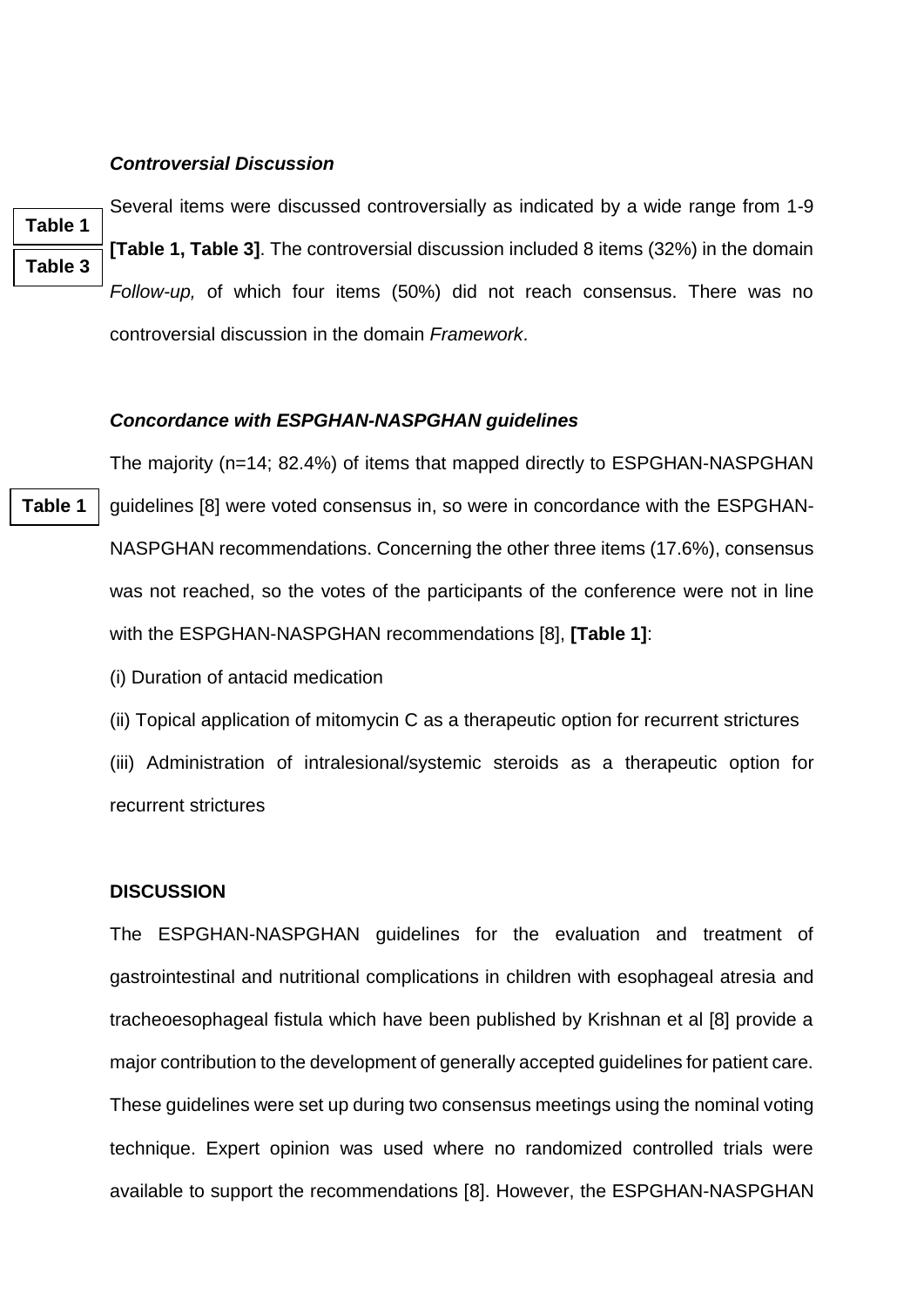***Controversial Discussion***

Several items were discussed controversially as indicated by a wide range from 1-9 **[Table 1, Table 3]**. The controversial discussion included 8 items (32%) in the domain *Follow-up,* of which four items (50%) did not reach consensus. There was no controversial discussion in the domain *Framework*.

***Concordance with ESPGHAN-NASPGHAN guidelines***

The majority (n=14; 82.4%) of items that mapped directly to ESPGHAN-NASPGHAN guidelines [8] were voted consensus in, so were in concordance with the ESPGHAN-NASPGHAN recommendations. Concerning the other three items (17.6%), consensus was not reached, so the votes of the participants of the conference were not in line with the ESPGHAN-NASPGHAN recommendations [8], **[Table 1]**:

(i) Duration of antacid medication

(ii) Topical application of mitomycin C as a therapeutic option for recurrent strictures

(iii) Administration of intralesional/systemic steroids as a therapeutic option for recurrent strictures

**DISCUSSION**

The ESPGHAN-NASPGHAN guidelines for the evaluation and treatment of gastrointestinal and nutritional complications in children with esophageal atresia and tracheoesophageal fistula which have been published by Krishnan et al [8] provide a major contribution to the development of generally accepted guidelines for patient care. These guidelines were set up during two consensus meetings using the nominal voting technique. Expert opinion was used where no randomized controlled trials were available to support the recommendations [8]. However, the ESPGHAN-NASPGHAN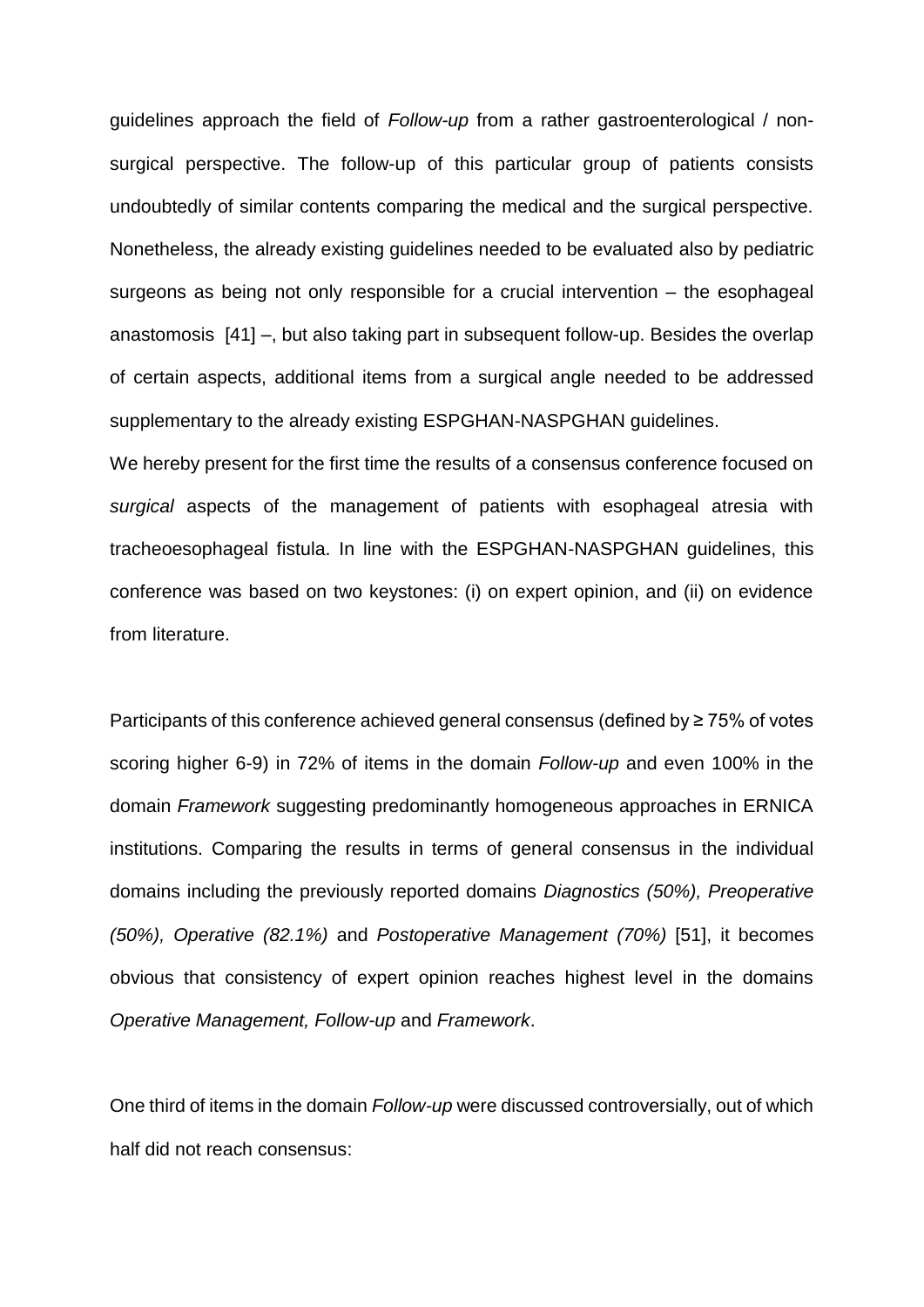guidelines approach the field of *Follow-up* from a rather gastroenterological / non-surgical perspective. The follow-up of this particular group of patients consists undoubtedly of similar contents comparing the medical and the surgical perspective. Nonetheless, the already existing guidelines needed to be evaluated also by pediatric surgeons as being not only responsible for a crucial intervention – the esophageal anastomosis [41] –, but also taking part in subsequent follow-up. Besides the overlap of certain aspects, additional items from a surgical angle needed to be addressed supplementary to the already existing ESPGHAN-NASPGHAN guidelines.

We hereby present for the first time the results of a consensus conference focused on *surgical* aspects of the management of patients with esophageal atresia with tracheoesophageal fistula. In line with the ESPGHAN-NASPGHAN guidelines, this conference was based on two keystones: (i) on expert opinion, and (ii) on evidence from literature.

Participants of this conference achieved general consensus (defined by ≥ 75% of votes scoring higher 6-9) in 72% of items in the domain *Follow-up* and even 100% in the domain *Framework* suggesting predominantly homogeneous approaches in ERNICA institutions. Comparing the results in terms of general consensus in the individual domains including the previously reported domains *Diagnostics (50%), Preoperative (50%), Operative (82.1%)* and *Postoperative Management (70%)* [51], it becomes obvious that consistency of expert opinion reaches highest level in the domains *Operative Management, Follow-up* and *Framework*.

One third of items in the domain *Follow-up* were discussed controversially, out of which half did not reach consensus: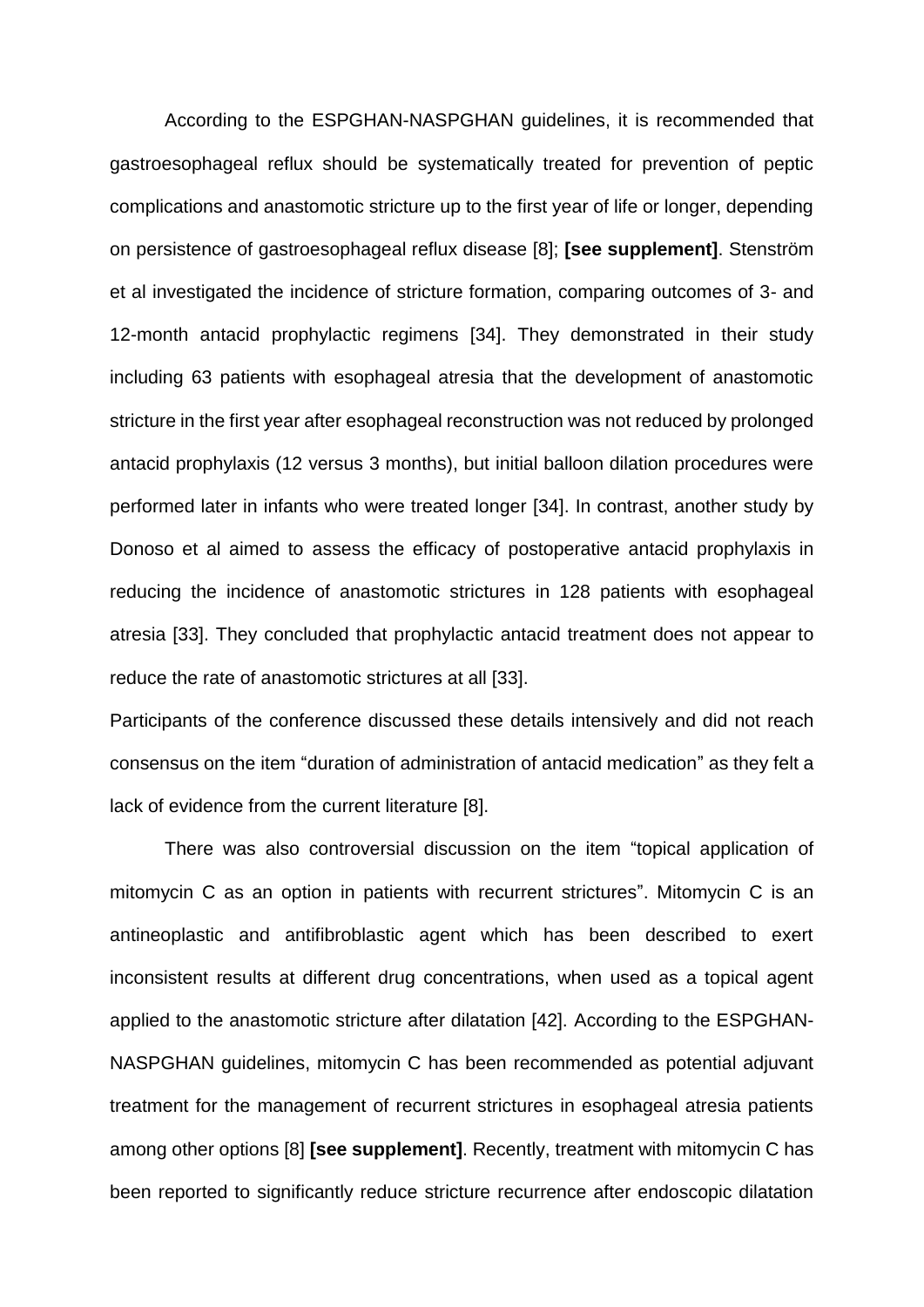According to the ESPGHAN-NASPGHAN guidelines, it is recommended that gastroesophageal reflux should be systematically treated for prevention of peptic complications and anastomotic stricture up to the first year of life or longer, depending on persistence of gastroesophageal reflux disease [8]; **[see supplement]**. Stenström et al investigated the incidence of stricture formation, comparing outcomes of 3- and 12-month antacid prophylactic regimens [34]. They demonstrated in their study including 63 patients with esophageal atresia that the development of anastomotic stricture in the first year after esophageal reconstruction was not reduced by prolonged antacid prophylaxis (12 versus 3 months), but initial balloon dilation procedures were performed later in infants who were treated longer [34]. In contrast, another study by Donoso et al aimed to assess the efficacy of postoperative antacid prophylaxis in reducing the incidence of anastomotic strictures in 128 patients with esophageal atresia [33]. They concluded that prophylactic antacid treatment does not appear to reduce the rate of anastomotic strictures at all [33].

Participants of the conference discussed these details intensively and did not reach consensus on the item "duration of administration of antacid medication" as they felt a lack of evidence from the current literature [8].

There was also controversial discussion on the item "topical application of mitomycin C as an option in patients with recurrent strictures". Mitomycin C is an antineoplastic and antifibroblastic agent which has been described to exert inconsistent results at different drug concentrations, when used as a topical agent applied to the anastomotic stricture after dilatation [42]. According to the ESPGHAN-NASPGHAN guidelines, mitomycin C has been recommended as potential adjuvant treatment for the management of recurrent strictures in esophageal atresia patients among other options [8] **[see supplement]**. Recently, treatment with mitomycin C has been reported to significantly reduce stricture recurrence after endoscopic dilatation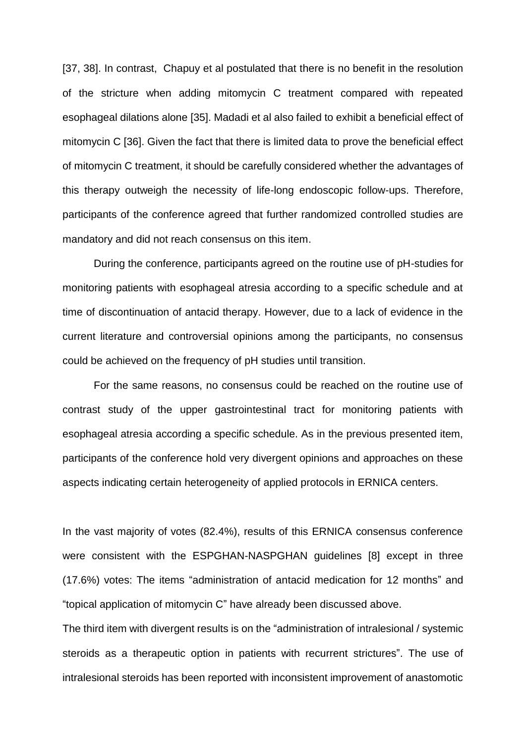[37, 38]. In contrast, Chapuy et al postulated that there is no benefit in the resolution of the stricture when adding mitomycin C treatment compared with repeated esophageal dilations alone [35]. Madadi et al also failed to exhibit a beneficial effect of mitomycin C [36]. Given the fact that there is limited data to prove the beneficial effect of mitomycin C treatment, it should be carefully considered whether the advantages of this therapy outweigh the necessity of life-long endoscopic follow-ups. Therefore, participants of the conference agreed that further randomized controlled studies are mandatory and did not reach consensus on this item.

During the conference, participants agreed on the routine use of pH-studies for monitoring patients with esophageal atresia according to a specific schedule and at time of discontinuation of antacid therapy. However, due to a lack of evidence in the current literature and controversial opinions among the participants, no consensus could be achieved on the frequency of pH studies until transition.

For the same reasons, no consensus could be reached on the routine use of contrast study of the upper gastrointestinal tract for monitoring patients with esophageal atresia according a specific schedule. As in the previous presented item, participants of the conference hold very divergent opinions and approaches on these aspects indicating certain heterogeneity of applied protocols in ERNICA centers.

In the vast majority of votes (82.4%), results of this ERNICA consensus conference were consistent with the ESPGHAN-NASPGHAN guidelines [8] except in three (17.6%) votes: The items "administration of antacid medication for 12 months" and "topical application of mitomycin C" have already been discussed above.

The third item with divergent results is on the "administration of intralesional / systemic steroids as a therapeutic option in patients with recurrent strictures". The use of intralesional steroids has been reported with inconsistent improvement of anastomotic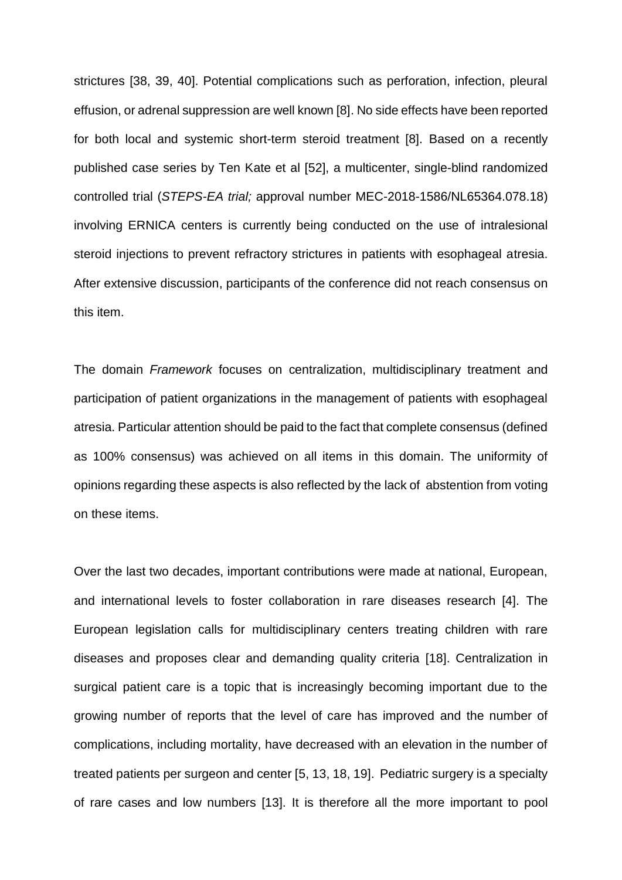strictures [38, 39, 40]. Potential complications such as perforation, infection, pleural effusion, or adrenal suppression are well known [8]. No side effects have been reported for both local and systemic short-term steroid treatment [8]. Based on a recently published case series by Ten Kate et al [52], a multicenter, single-blind randomized controlled trial (*STEPS-EA trial;* approval number MEC-2018-1586/NL65364.078.18) involving ERNICA centers is currently being conducted on the use of intralesional steroid injections to prevent refractory strictures in patients with esophageal atresia. After extensive discussion, participants of the conference did not reach consensus on this item.

The domain *Framework* focuses on centralization, multidisciplinary treatment and participation of patient organizations in the management of patients with esophageal atresia. Particular attention should be paid to the fact that complete consensus (defined as 100% consensus) was achieved on all items in this domain. The uniformity of opinions regarding these aspects is also reflected by the lack of abstention from voting on these items.

Over the last two decades, important contributions were made at national, European, and international levels to foster collaboration in rare diseases research [4]. The European legislation calls for multidisciplinary centers treating children with rare diseases and proposes clear and demanding quality criteria [18]. Centralization in surgical patient care is a topic that is increasingly becoming important due to the growing number of reports that the level of care has improved and the number of complications, including mortality, have decreased with an elevation in the number of treated patients per surgeon and center [5, 13, 18, 19]. Pediatric surgery is a specialty of rare cases and low numbers [13]. It is therefore all the more important to pool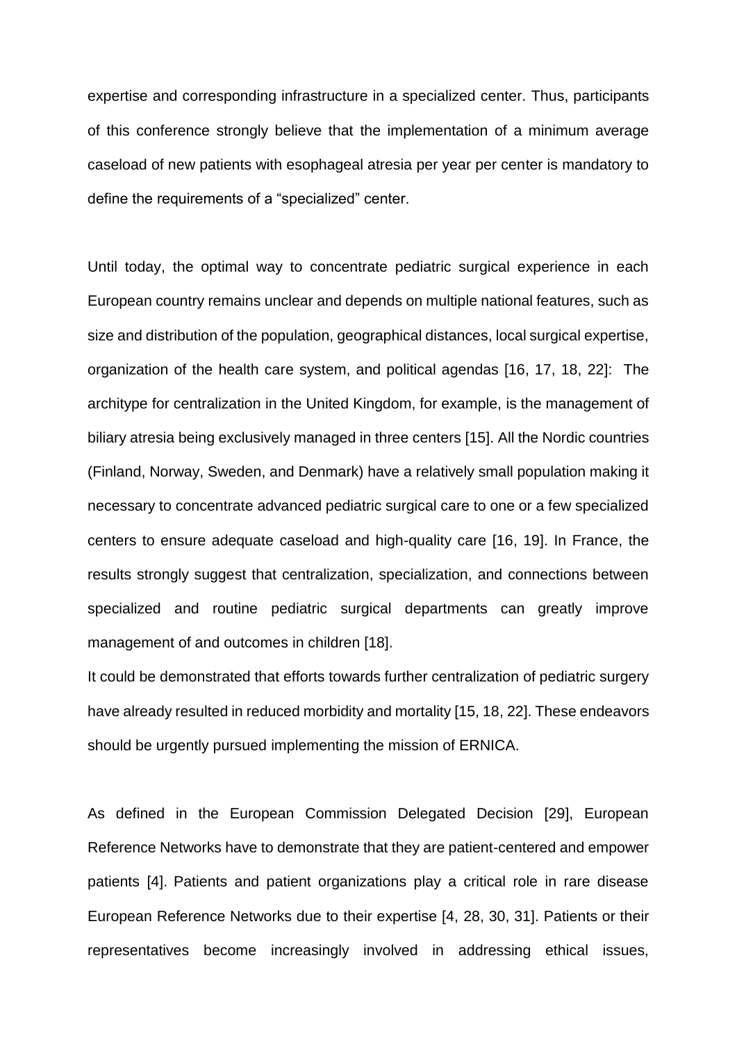expertise and corresponding infrastructure in a specialized center. Thus, participants of this conference strongly believe that the implementation of a minimum average caseload of new patients with esophageal atresia per year per center is mandatory to define the requirements of a "specialized" center.

Until today, the optimal way to concentrate pediatric surgical experience in each European country remains unclear and depends on multiple national features, such as size and distribution of the population, geographical distances, local surgical expertise, organization of the health care system, and political agendas [16, 17, 18, 22]: The architype for centralization in the United Kingdom, for example, is the management of biliary atresia being exclusively managed in three centers [15]. All the Nordic countries (Finland, Norway, Sweden, and Denmark) have a relatively small population making it necessary to concentrate advanced pediatric surgical care to one or a few specialized centers to ensure adequate caseload and high-quality care [16, 19]. In France, the results strongly suggest that centralization, specialization, and connections between specialized and routine pediatric surgical departments can greatly improve management of and outcomes in children [18].

It could be demonstrated that efforts towards further centralization of pediatric surgery have already resulted in reduced morbidity and mortality [15, 18, 22]. These endeavors should be urgently pursued implementing the mission of ERNICA.

As defined in the European Commission Delegated Decision [29], European Reference Networks have to demonstrate that they are patient-centered and empower patients [4]. Patients and patient organizations play a critical role in rare disease European Reference Networks due to their expertise [4, 28, 30, 31]. Patients or their representatives become increasingly involved in addressing ethical issues,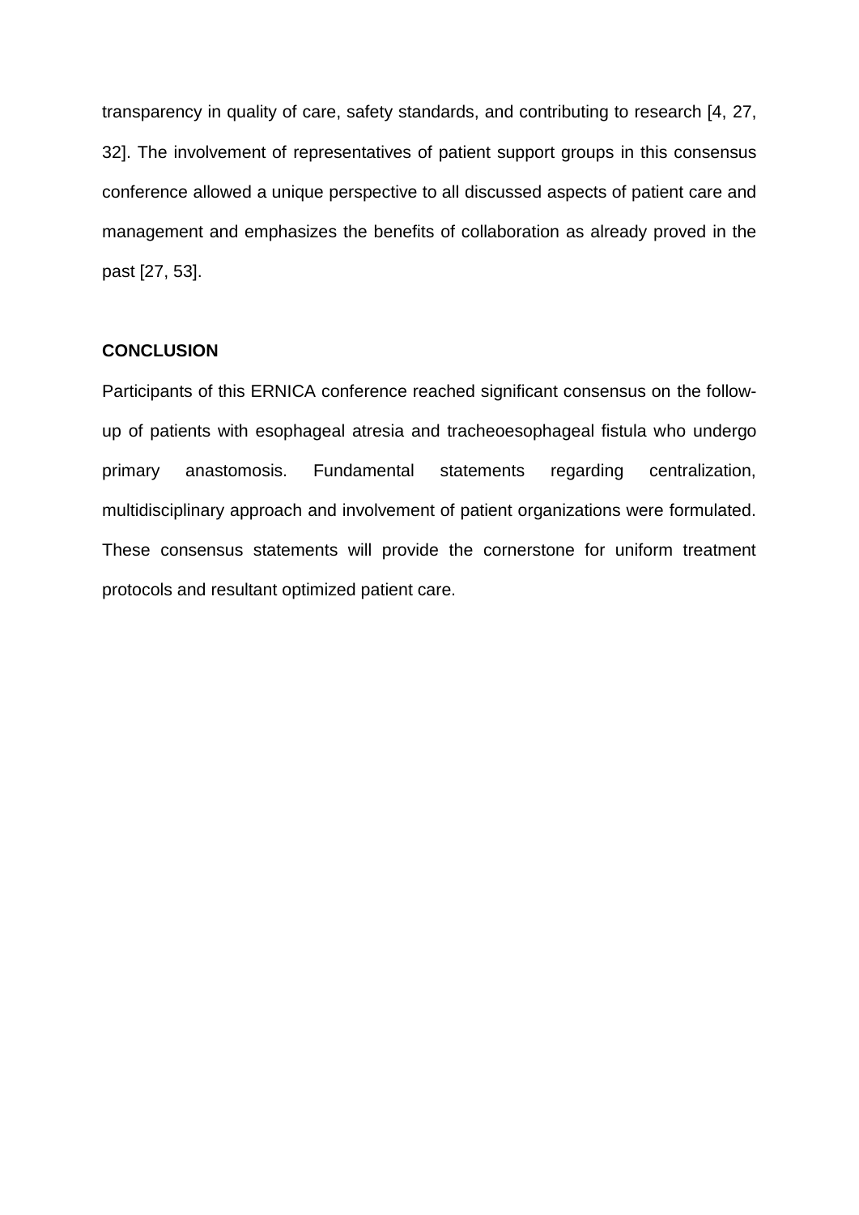transparency in quality of care, safety standards, and contributing to research [4, 27, 32]. The involvement of representatives of patient support groups in this consensus conference allowed a unique perspective to all discussed aspects of patient care and management and emphasizes the benefits of collaboration as already proved in the past [27, 53].

## CONCLUSION

Participants of this ERNICA conference reached significant consensus on the follow-up of patients with esophageal atresia and tracheoesophageal fistula who undergo primary anastomosis. Fundamental statements regarding centralization, multidisciplinary approach and involvement of patient organizations were formulated. These consensus statements will provide the cornerstone for uniform treatment protocols and resultant optimized patient care.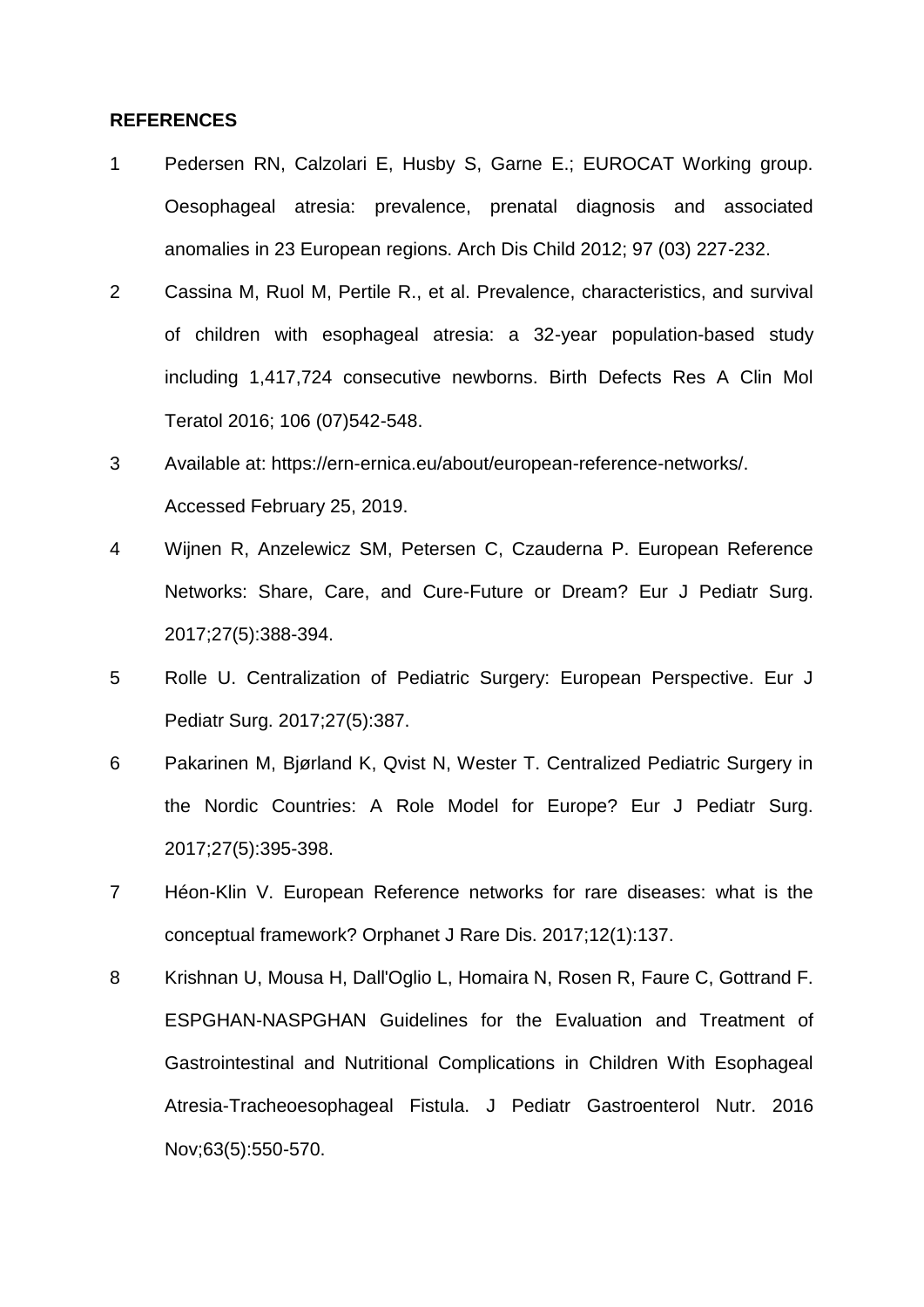**REFERENCES**

1. Pedersen RN, Calzolari E, Husby S, Garne E.; EUROCAT Working group. Oesophageal atresia: prevalence, prenatal diagnosis and associated anomalies in 23 European regions. Arch Dis Child 2012; 97 (03) 227-232.
2. Cassina M, Ruol M, Pertile R., et al. Prevalence, characteristics, and survival of children with esophageal atresia: a 32-year population-based study including 1,417,724 consecutive newborns. Birth Defects Res A Clin Mol Teratol 2016; 106 (07)542-548.
3. Available at: https://ern-ernica.eu/about/european-reference-networks/. Accessed February 25, 2019.
4. Wijnen R, Anzelewicz SM, Petersen C, Czauderna P. European Reference Networks: Share, Care, and Cure-Future or Dream? Eur J Pediatr Surg. 2017;27(5):388-394.
5. Rolle U. Centralization of Pediatric Surgery: European Perspective. Eur J Pediatr Surg. 2017;27(5):387.
6. Pakarinen M, Bjørland K, Qvist N, Wester T. Centralized Pediatric Surgery in the Nordic Countries: A Role Model for Europe? Eur J Pediatr Surg. 2017;27(5):395-398.
7. Héon-Klin V. European Reference networks for rare diseases: what is the conceptual framework? Orphanet J Rare Dis. 2017;12(1):137.
8. Krishnan U, Mousa H, Dall'Oglio L, Homaira N, Rosen R, Faure C, Gottrand F. ESPGHAN-NASPGHAN Guidelines for the Evaluation and Treatment of Gastrointestinal and Nutritional Complications in Children With Esophageal Atresia-Tracheoesophageal Fistula. J Pediatr Gastroenterol Nutr. 2016 Nov;63(5):550-570.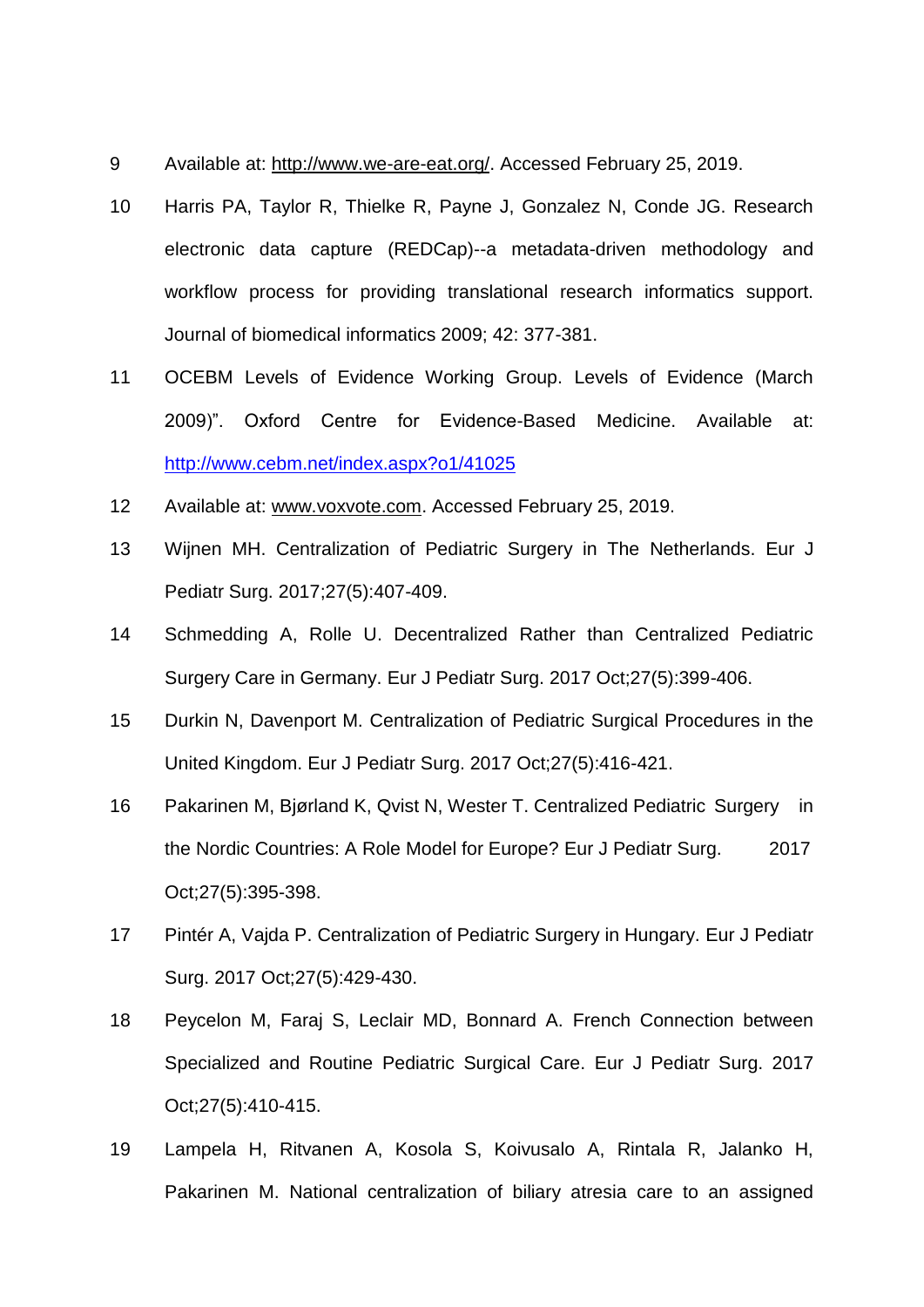9 Available at: http://www.we-are-eat.org/. Accessed February 25, 2019.

10 Harris PA, Taylor R, Thielke R, Payne J, Gonzalez N, Conde JG. Research electronic data capture (REDCap)--a metadata-driven methodology and workflow process for providing translational research informatics support. Journal of biomedical informatics 2009; 42: 377-381.

11 OCEBM Levels of Evidence Working Group. Levels of Evidence (March 2009)". Oxford Centre for Evidence-Based Medicine. Available at: http://www.cebm.net/index.aspx?o1/41025

12 Available at: www.voxvote.com. Accessed February 25, 2019.

13 Wijnen MH. Centralization of Pediatric Surgery in The Netherlands. Eur J Pediatr Surg. 2017;27(5):407-409.

14 Schmedding A, Rolle U. Decentralized Rather than Centralized Pediatric Surgery Care in Germany. Eur J Pediatr Surg. 2017 Oct;27(5):399-406.

15 Durkin N, Davenport M. Centralization of Pediatric Surgical Procedures in the United Kingdom. Eur J Pediatr Surg. 2017 Oct;27(5):416-421.

16 Pakarinen M, Bjørland K, Qvist N, Wester T. Centralized Pediatric Surgery in the Nordic Countries: A Role Model for Europe? Eur J Pediatr Surg. 2017 Oct;27(5):395-398.

17 Pintér A, Vajda P. Centralization of Pediatric Surgery in Hungary. Eur J Pediatr Surg. 2017 Oct;27(5):429-430.

18 Peycelon M, Faraj S, Leclair MD, Bonnard A. French Connection between Specialized and Routine Pediatric Surgical Care. Eur J Pediatr Surg. 2017 Oct;27(5):410-415.

19 Lampela H, Ritvanen A, Kosola S, Koivusalo A, Rintala R, Jalanko H, Pakarinen M. National centralization of biliary atresia care to an assigned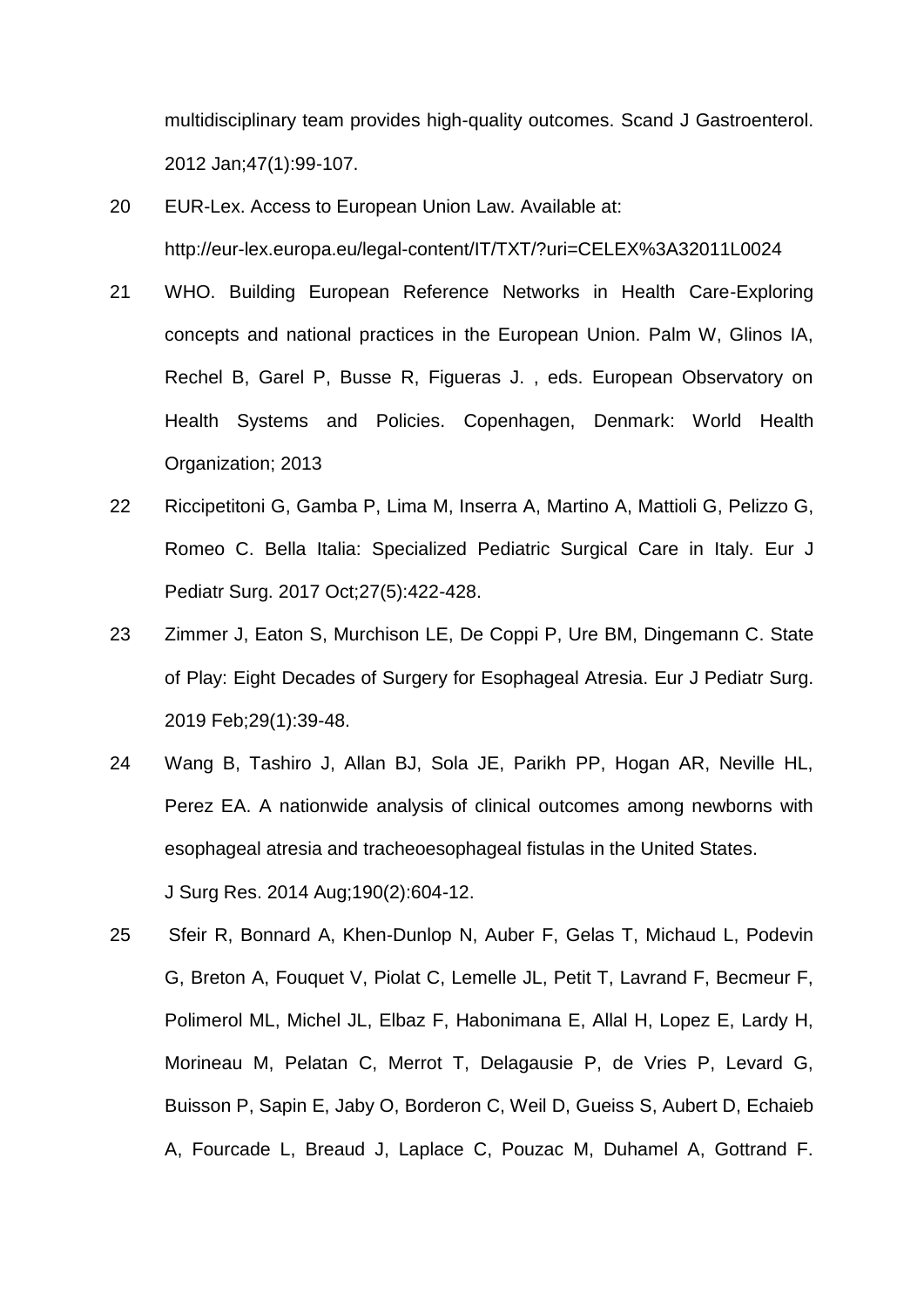multidisciplinary team provides high-quality outcomes. Scand J Gastroenterol. 2012 Jan;47(1):99-107.

20 EUR-Lex. Access to European Union Law. Available at: http://eur-lex.europa.eu/legal-content/IT/TXT/?uri=CELEX%3A32011L0024

21 WHO. Building European Reference Networks in Health Care-Exploring concepts and national practices in the European Union. Palm W, Glinos IA, Rechel B, Garel P, Busse R, Figueras J. , eds. European Observatory on Health Systems and Policies. Copenhagen, Denmark: World Health Organization; 2013

22 Riccipetitoni G, Gamba P, Lima M, Inserra A, Martino A, Mattioli G, Pelizzo G, Romeo C. Bella Italia: Specialized Pediatric Surgical Care in Italy. Eur J Pediatr Surg. 2017 Oct;27(5):422-428.

23 Zimmer J, Eaton S, Murchison LE, De Coppi P, Ure BM, Dingemann C. State of Play: Eight Decades of Surgery for Esophageal Atresia. Eur J Pediatr Surg. 2019 Feb;29(1):39-48.

24 Wang B, Tashiro J, Allan BJ, Sola JE, Parikh PP, Hogan AR, Neville HL, Perez EA. A nationwide analysis of clinical outcomes among newborns with esophageal atresia and tracheoesophageal fistulas in the United States. J Surg Res. 2014 Aug;190(2):604-12.

25 Sfeir R, Bonnard A, Khen-Dunlop N, Auber F, Gelas T, Michaud L, Podevin G, Breton A, Fouquet V, Piolat C, Lemelle JL, Petit T, Lavrand F, Becmeur F, Polimerol ML, Michel JL, Elbaz F, Habonimana E, Allal H, Lopez E, Lardy H, Morineau M, Pelatan C, Merrot T, Delagausie P, de Vries P, Levard G, Buisson P, Sapin E, Jaby O, Borderon C, Weil D, Gueiss S, Aubert D, Echaieb A, Fourcade L, Breaud J, Laplace C, Pouzac M, Duhamel A, Gottrand F.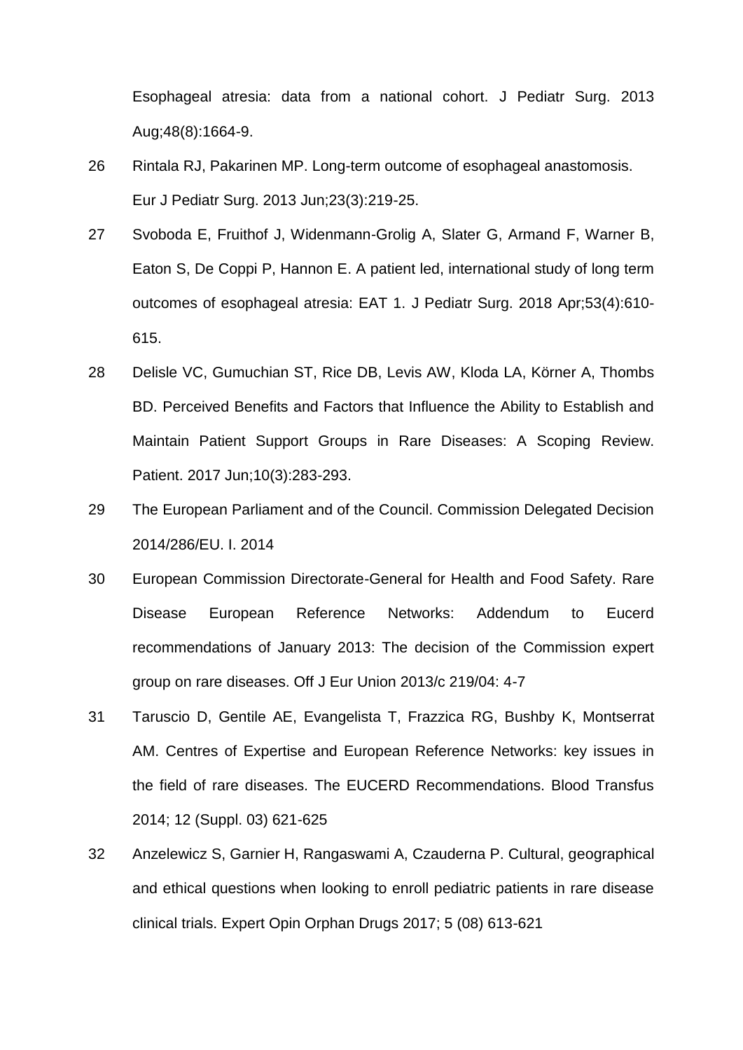Esophageal atresia: data from a national cohort. J Pediatr Surg. 2013 Aug;48(8):1664-9.

26 Rintala RJ, Pakarinen MP. Long-term outcome of esophageal anastomosis. Eur J Pediatr Surg. 2013 Jun;23(3):219-25.

27 Svoboda E, Fruithof J, Widenmann-Grolig A, Slater G, Armand F, Warner B, Eaton S, De Coppi P, Hannon E. A patient led, international study of long term outcomes of esophageal atresia: EAT 1. J Pediatr Surg. 2018 Apr;53(4):610-615.

28 Delisle VC, Gumuchian ST, Rice DB, Levis AW, Kloda LA, Körner A, Thombs BD. Perceived Benefits and Factors that Influence the Ability to Establish and Maintain Patient Support Groups in Rare Diseases: A Scoping Review. Patient. 2017 Jun;10(3):283-293.

29 The European Parliament and of the Council. Commission Delegated Decision 2014/286/EU. I. 2014

30 European Commission Directorate-General for Health and Food Safety. Rare Disease European Reference Networks: Addendum to Eucerd recommendations of January 2013: The decision of the Commission expert group on rare diseases. Off J Eur Union 2013/c 219/04: 4-7

31 Taruscio D, Gentile AE, Evangelista T, Frazzica RG, Bushby K, Montserrat AM. Centres of Expertise and European Reference Networks: key issues in the field of rare diseases. The EUCERD Recommendations. Blood Transfus 2014; 12 (Suppl. 03) 621-625

32 Anzelewicz S, Garnier H, Rangaswami A, Czauderna P. Cultural, geographical and ethical questions when looking to enroll pediatric patients in rare disease clinical trials. Expert Opin Orphan Drugs 2017; 5 (08) 613-621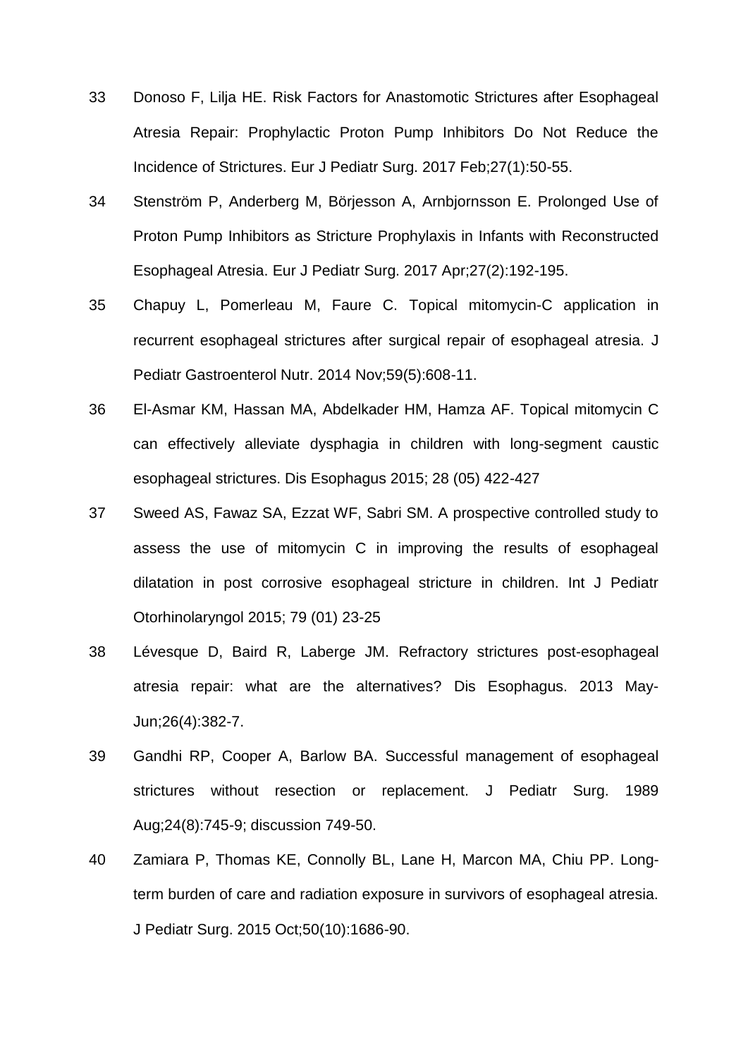33 Donoso F, Lilja HE. Risk Factors for Anastomotic Strictures after Esophageal Atresia Repair: Prophylactic Proton Pump Inhibitors Do Not Reduce the Incidence of Strictures. Eur J Pediatr Surg. 2017 Feb;27(1):50-55.

34 Stenström P, Anderberg M, Börjesson A, Arnbjornsson E. Prolonged Use of Proton Pump Inhibitors as Stricture Prophylaxis in Infants with Reconstructed Esophageal Atresia. Eur J Pediatr Surg. 2017 Apr;27(2):192-195.

35 Chapuy L, Pomerleau M, Faure C. Topical mitomycin-C application in recurrent esophageal strictures after surgical repair of esophageal atresia. J Pediatr Gastroenterol Nutr. 2014 Nov;59(5):608-11.

36 El-Asmar KM, Hassan MA, Abdelkader HM, Hamza AF. Topical mitomycin C can effectively alleviate dysphagia in children with long-segment caustic esophageal strictures. Dis Esophagus 2015; 28 (05) 422-427

37 Sweed AS, Fawaz SA, Ezzat WF, Sabri SM. A prospective controlled study to assess the use of mitomycin C in improving the results of esophageal dilatation in post corrosive esophageal stricture in children. Int J Pediatr Otorhinolaryngol 2015; 79 (01) 23-25

38 Lévesque D, Baird R, Laberge JM. Refractory strictures post-esophageal atresia repair: what are the alternatives? Dis Esophagus. 2013 May-Jun;26(4):382-7.

39 Gandhi RP, Cooper A, Barlow BA. Successful management of esophageal strictures without resection or replacement. J Pediatr Surg. 1989 Aug;24(8):745-9; discussion 749-50.

40 Zamiara P, Thomas KE, Connolly BL, Lane H, Marcon MA, Chiu PP. Long-term burden of care and radiation exposure in survivors of esophageal atresia. J Pediatr Surg. 2015 Oct;50(10):1686-90.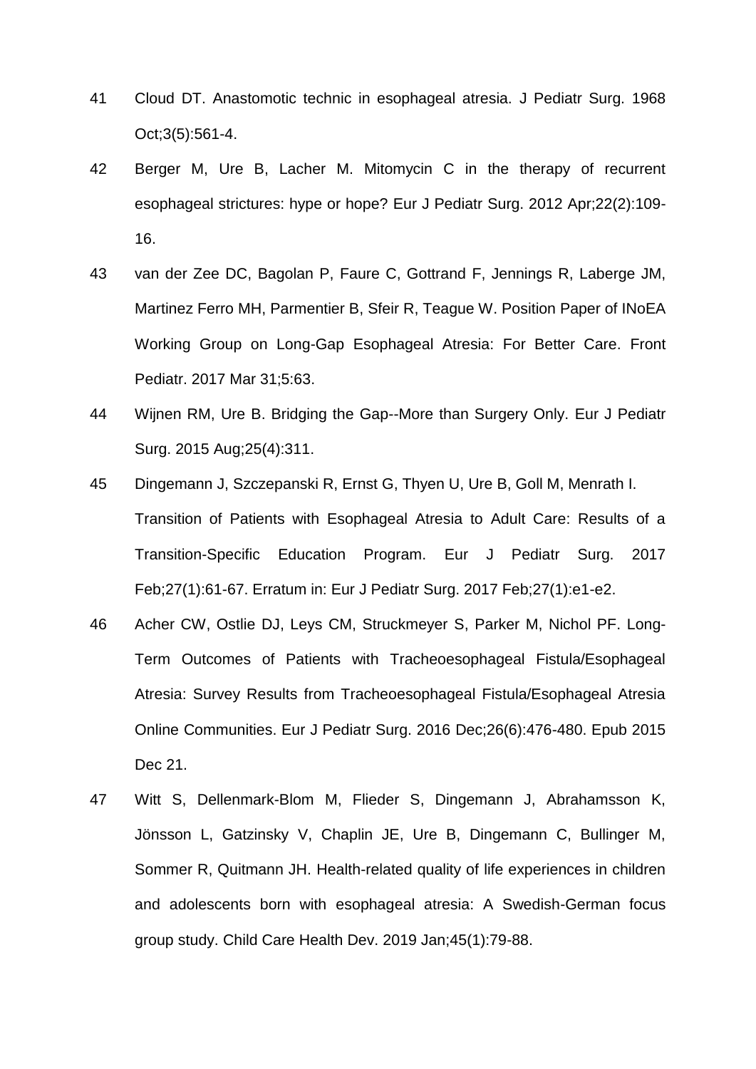41 Cloud DT. Anastomotic technic in esophageal atresia. J Pediatr Surg. 1968 Oct;3(5):561-4.

42 Berger M, Ure B, Lacher M. Mitomycin C in the therapy of recurrent esophageal strictures: hype or hope? Eur J Pediatr Surg. 2012 Apr;22(2):109-16.

43 van der Zee DC, Bagolan P, Faure C, Gottrand F, Jennings R, Laberge JM, Martinez Ferro MH, Parmentier B, Sfeir R, Teague W. Position Paper of INoEA Working Group on Long-Gap Esophageal Atresia: For Better Care. Front Pediatr. 2017 Mar 31;5:63.

44 Wijnen RM, Ure B. Bridging the Gap--More than Surgery Only. Eur J Pediatr Surg. 2015 Aug;25(4):311.

45 Dingemann J, Szczepanski R, Ernst G, Thyen U, Ure B, Goll M, Menrath I. Transition of Patients with Esophageal Atresia to Adult Care: Results of a Transition-Specific Education Program. Eur J Pediatr Surg. 2017 Feb;27(1):61-67. Erratum in: Eur J Pediatr Surg. 2017 Feb;27(1):e1-e2.

46 Acher CW, Ostlie DJ, Leys CM, Struckmeyer S, Parker M, Nichol PF. Long-Term Outcomes of Patients with Tracheoesophageal Fistula/Esophageal Atresia: Survey Results from Tracheoesophageal Fistula/Esophageal Atresia Online Communities. Eur J Pediatr Surg. 2016 Dec;26(6):476-480. Epub 2015 Dec 21.

47 Witt S, Dellenmark-Blom M, Flieder S, Dingemann J, Abrahamsson K, Jönsson L, Gatzinsky V, Chaplin JE, Ure B, Dingemann C, Bullinger M, Sommer R, Quitmann JH. Health-related quality of life experiences in children and adolescents born with esophageal atresia: A Swedish-German focus group study. Child Care Health Dev. 2019 Jan;45(1):79-88.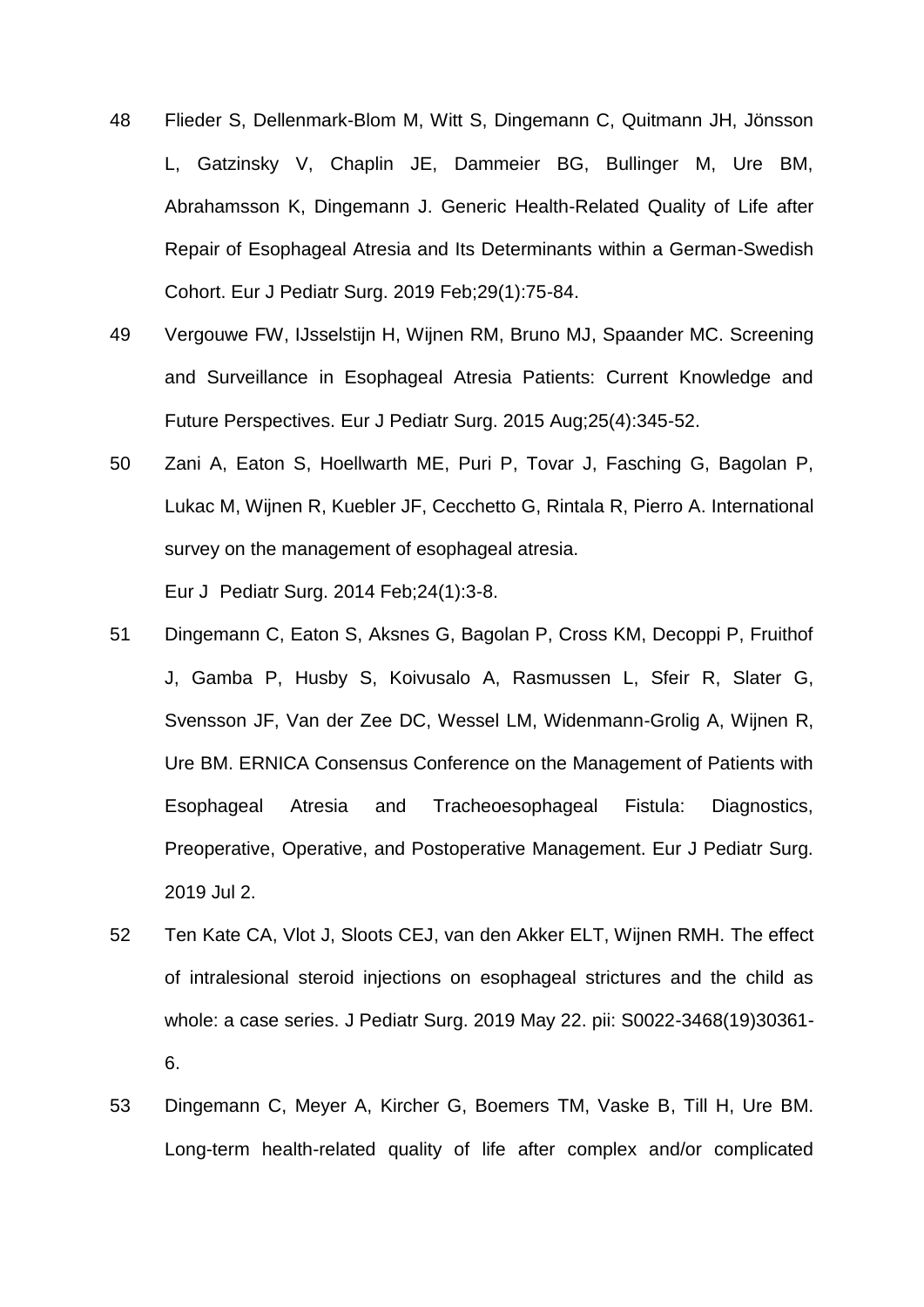48 Flieder S, Dellenmark-Blom M, Witt S, Dingemann C, Quitmann JH, Jönsson L, Gatzinsky V, Chaplin JE, Dammeier BG, Bullinger M, Ure BM, Abrahamsson K, Dingemann J. Generic Health-Related Quality of Life after Repair of Esophageal Atresia and Its Determinants within a German-Swedish Cohort. Eur J Pediatr Surg. 2019 Feb;29(1):75-84.

49 Vergouwe FW, IJsselstijn H, Wijnen RM, Bruno MJ, Spaander MC. Screening and Surveillance in Esophageal Atresia Patients: Current Knowledge and Future Perspectives. Eur J Pediatr Surg. 2015 Aug;25(4):345-52.

50 Zani A, Eaton S, Hoellwarth ME, Puri P, Tovar J, Fasching G, Bagolan P, Lukac M, Wijnen R, Kuebler JF, Cecchetto G, Rintala R, Pierro A. International survey on the management of esophageal atresia. Eur J Pediatr Surg. 2014 Feb;24(1):3-8.

51 Dingemann C, Eaton S, Aksnes G, Bagolan P, Cross KM, Decoppi P, Fruithof J, Gamba P, Husby S, Koivusalo A, Rasmussen L, Sfeir R, Slater G, Svensson JF, Van der Zee DC, Wessel LM, Widenmann-Grolig A, Wijnen R, Ure BM. ERNICA Consensus Conference on the Management of Patients with Esophageal Atresia and Tracheoesophageal Fistula: Diagnostics, Preoperative, Operative, and Postoperative Management. Eur J Pediatr Surg. 2019 Jul 2.

52 Ten Kate CA, Vlot J, Sloots CEJ, van den Akker ELT, Wijnen RMH. The effect of intralesional steroid injections on esophageal strictures and the child as whole: a case series. J Pediatr Surg. 2019 May 22. pii: S0022-3468(19)30361-6.

53 Dingemann C, Meyer A, Kircher G, Boemers TM, Vaske B, Till H, Ure BM. Long-term health-related quality of life after complex and/or complicated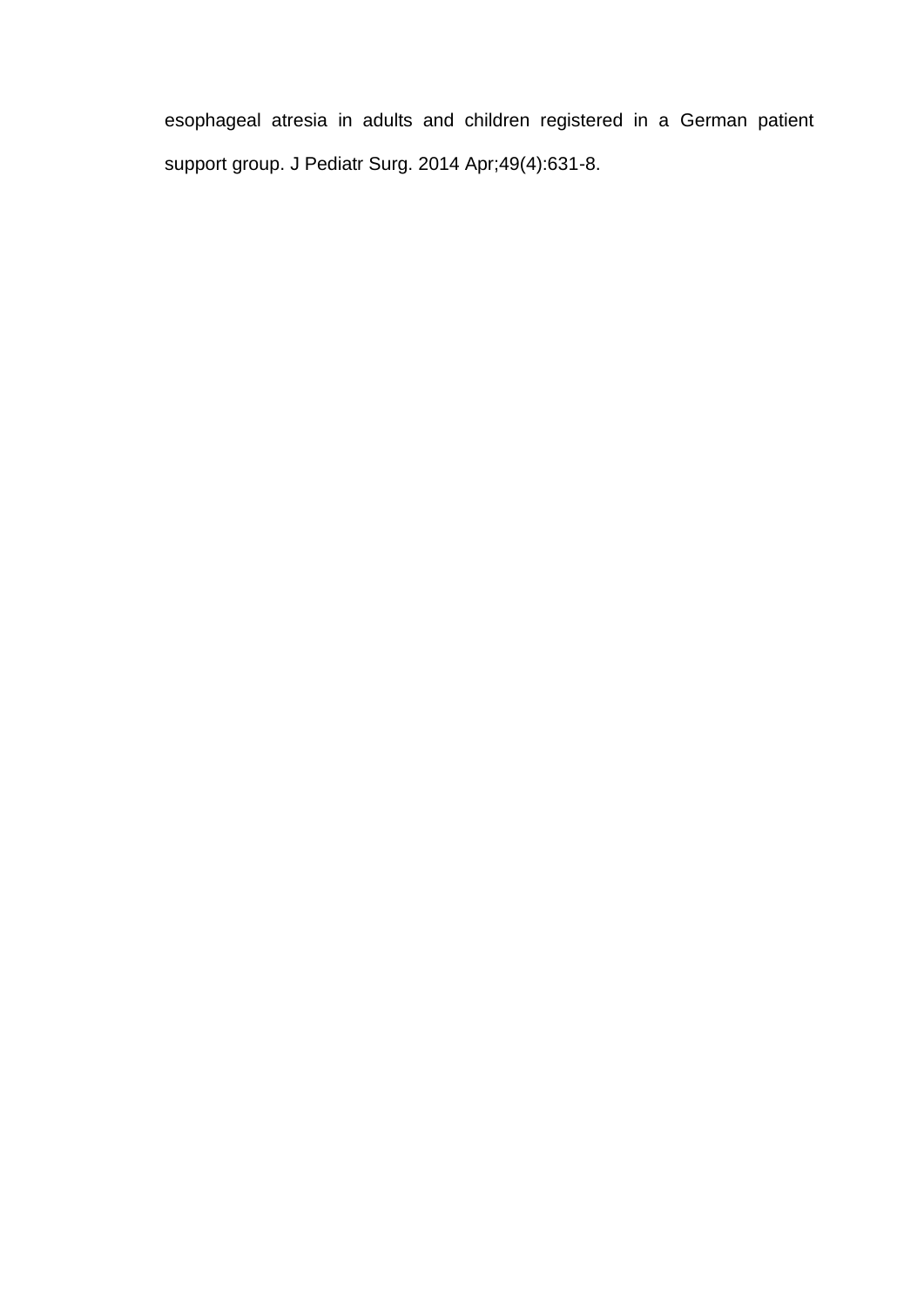esophageal atresia in adults and children registered in a German patient support group. J Pediatr Surg. 2014 Apr;49(4):631-8.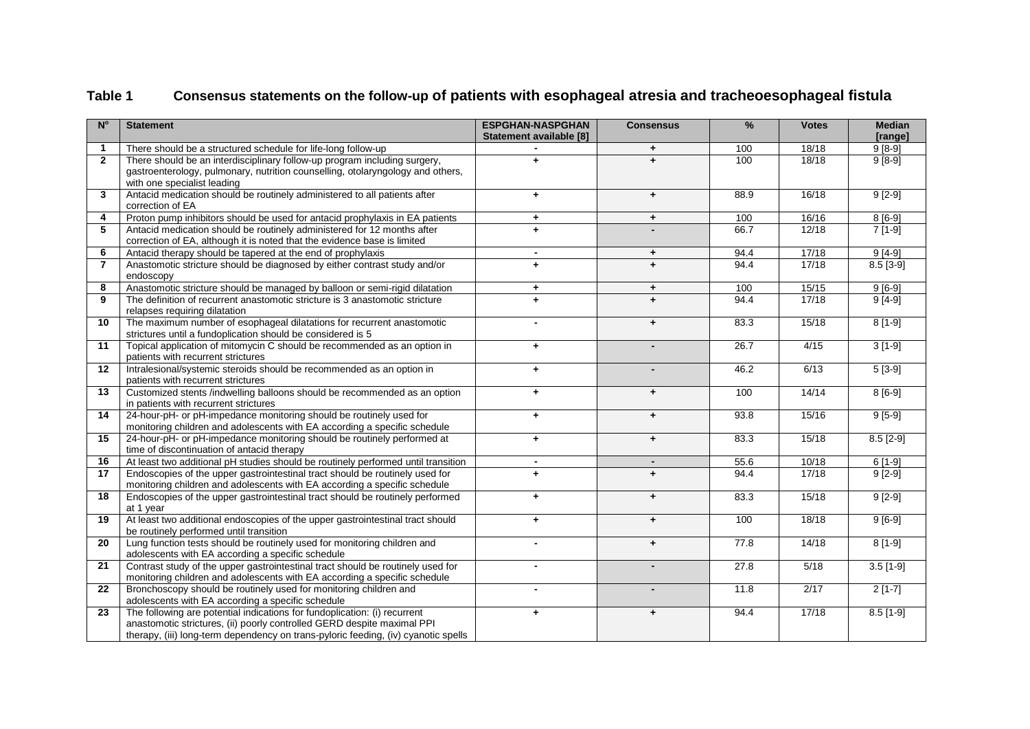## Table 1 Consensus statements on the follow-up of patients with esophageal atresia and tracheoesophageal fistula

| N° | Statement | ESPGHAN-NASPGHAN Statement available [8] | Consensus | % | Votes | Median [range] |
|---|---|---|---|---|---|---|
| 1 | There should be a structured schedule for life-long follow-up | - | + | 100 | 18/18 | 9 [8-9] |
| 2 | There should be an interdisciplinary follow-up program including surgery, gastroenterology, pulmonary, nutrition counselling, otolaryngology and others, with one specialist leading | + | + | 100 | 18/18 | 9 [8-9] |
| 3 | Antacid medication should be routinely administered to all patients after correction of EA | + | + | 88.9 | 16/18 | 9 [2-9] |
| 4 | Proton pump inhibitors should be used for antacid prophylaxis in EA patients | + | + | 100 | 16/16 | 8 [6-9] |
| 5 | Antacid medication should be routinely administered for 12 months after correction of EA, although it is noted that the evidence base is limited | + | - | 66.7 | 12/18 | 7 [1-9] |
| 6 | Antacid therapy should be tapered at the end of prophylaxis | - | + | 94.4 | 17/18 | 9 [4-9] |
| 7 | Anastomotic stricture should be diagnosed by either contrast study and/or endoscopy | + | + | 94.4 | 17/18 | 8.5 [3-9] |
| 8 | Anastomotic stricture should be managed by balloon or semi-rigid dilatation | + | + | 100 | 15/15 | 9 [6-9] |
| 9 | The definition of recurrent anastomotic stricture is 3 anastomotic stricture relapses requiring dilatation | + | + | 94.4 | 17/18 | 9 [4-9] |
| 10 | The maximum number of esophageal dilatations for recurrent anastomotic strictures until a fundoplication should be considered is 5 | - | + | 83.3 | 15/18 | 8 [1-9] |
| 11 | Topical application of mitomycin C should be recommended as an option in patients with recurrent strictures | + | - | 26.7 | 4/15 | 3 [1-9] |
| 12 | Intralesional/systemic steroids should be recommended as an option in patients with recurrent strictures | + | - | 46.2 | 6/13 | 5 [3-9] |
| 13 | Customized stents /indwelling balloons should be recommended as an option in patients with recurrent strictures | + | + | 100 | 14/14 | 8 [6-9] |
| 14 | 24-hour-pH- or pH-impedance monitoring should be routinely used for monitoring children and adolescents with EA according a specific schedule | + | + | 93.8 | 15/16 | 9 [5-9] |
| 15 | 24-hour-pH- or pH-impedance monitoring should be routinely performed at time of discontinuation of antacid therapy | + | + | 83.3 | 15/18 | 8.5 [2-9] |
| 16 | At least two additional pH studies should be routinely performed until transition | - | - | 55.6 | 10/18 | 6 [1-9] |
| 17 | Endoscopies of the upper gastrointestinal tract should be routinely used for monitoring children and adolescents with EA according a specific schedule | + | + | 94.4 | 17/18 | 9 [2-9] |
| 18 | Endoscopies of the upper gastrointestinal tract should be routinely performed at 1 year | + | + | 83.3 | 15/18 | 9 [2-9] |
| 19 | At least two additional endoscopies of the upper gastrointestinal tract should be routinely performed until transition | + | + | 100 | 18/18 | 9 [6-9] |
| 20 | Lung function tests should be routinely used for monitoring children and adolescents with EA according a specific schedule | - | + | 77.8 | 14/18 | 8 [1-9] |
| 21 | Contrast study of the upper gastrointestinal tract should be routinely used for monitoring children and adolescents with EA according a specific schedule | - | - | 27.8 | 5/18 | 3.5 [1-9] |
| 22 | Bronchoscopy should be routinely used for monitoring children and adolescents with EA according a specific schedule | - | - | 11.8 | 2/17 | 2 [1-7] |
| 23 | The following are potential indications for fundoplication: (i) recurrent anastomotic strictures, (ii) poorly controlled GERD despite maximal PPI therapy, (iii) long-term dependency on trans-pyloric feeding, (iv) cyanotic spells | + | + | 94.4 | 17/18 | 8.5 [1-9] |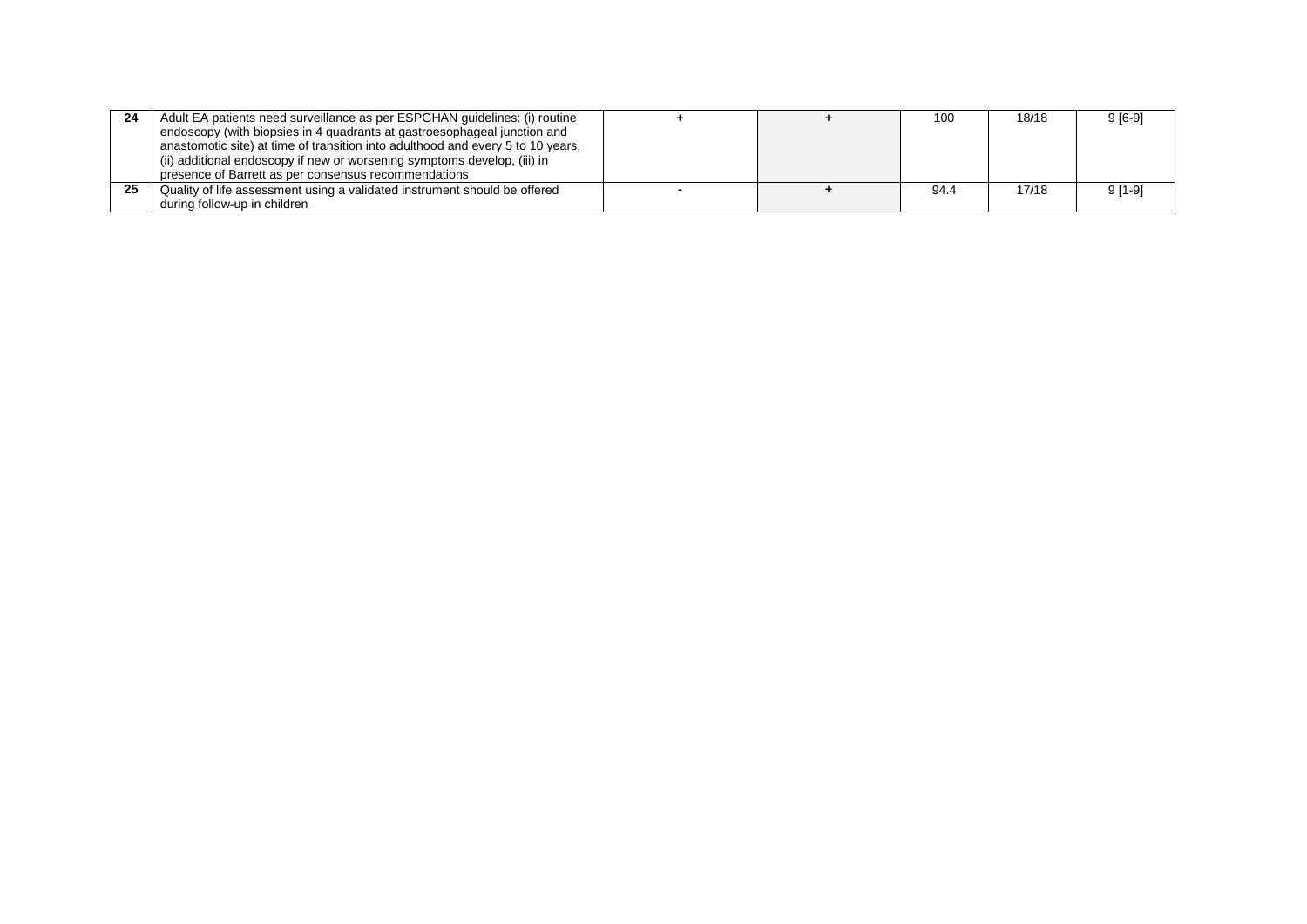| | | | | | | |
|---|---|---|---|---|---|---|
| **24** | Adult EA patients need surveillance as per ESPGHAN guidelines: (i) routine endoscopy (with biopsies in 4 quadrants at gastroesophageal junction and anastomotic site) at time of transition into adulthood and every 5 to 10 years, (ii) additional endoscopy if new or worsening symptoms develop, (iii) in presence of Barrett as per consensus recommendations | **+** | **+** | 100 | 18/18 | 9 [6-9] |
| **25** | Quality of life assessment using a validated instrument should be offered during follow-up in children | **-** | **+** | 94.4 | 17/18 | 9 [1-9] |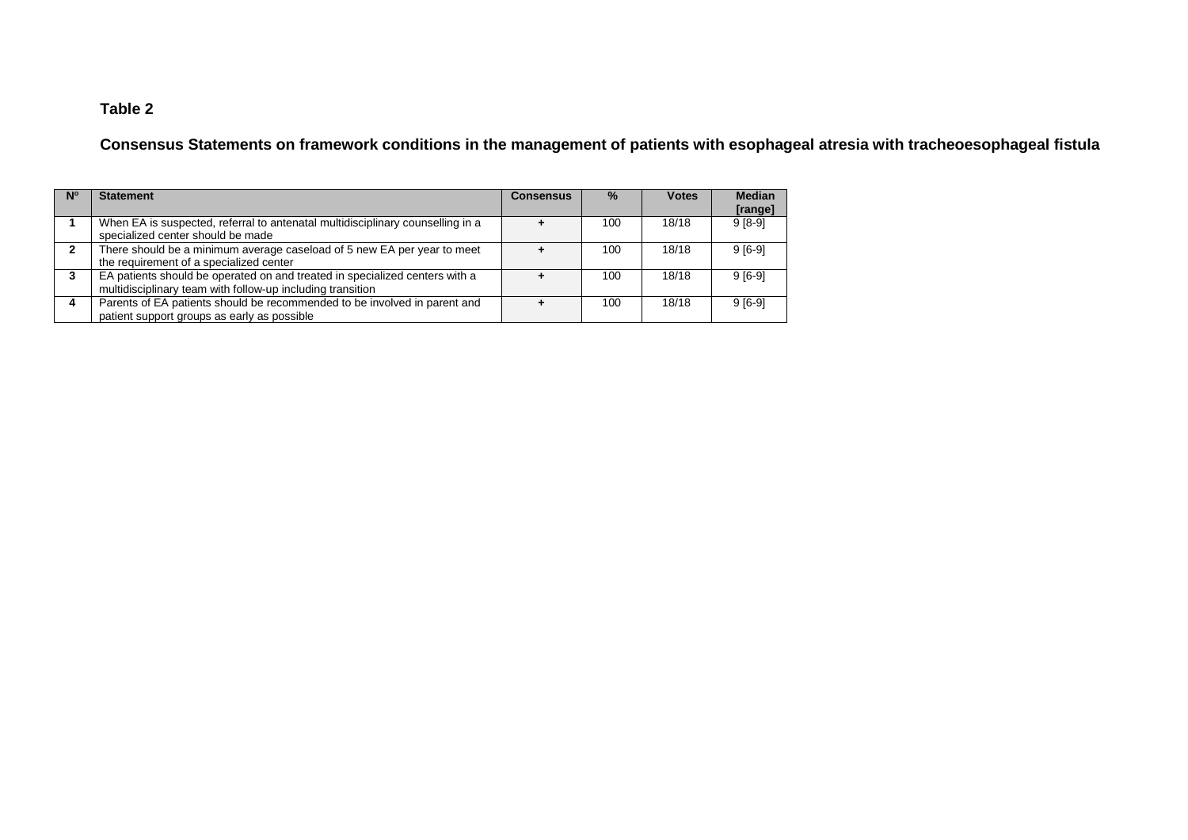**Table 2**

**Consensus Statements on framework conditions in the management of patients with esophageal atresia with tracheoesophageal fistula**

| N° | Statement | Consensus | % | Votes | Median [range] |
|---|---|---|---|---|---|
| 1 | When EA is suspected, referral to antenatal multidisciplinary counselling in a specialized center should be made | + | 100 | 18/18 | 9 [8-9] |
| 2 | There should be a minimum average caseload of 5 new EA per year to meet the requirement of a specialized center | + | 100 | 18/18 | 9 [6-9] |
| 3 | EA patients should be operated on and treated in specialized centers with a multidisciplinary team with follow-up including transition | + | 100 | 18/18 | 9 [6-9] |
| 4 | Parents of EA patients should be recommended to be involved in parent and patient support groups as early as possible | + | 100 | 18/18 | 9 [6-9] |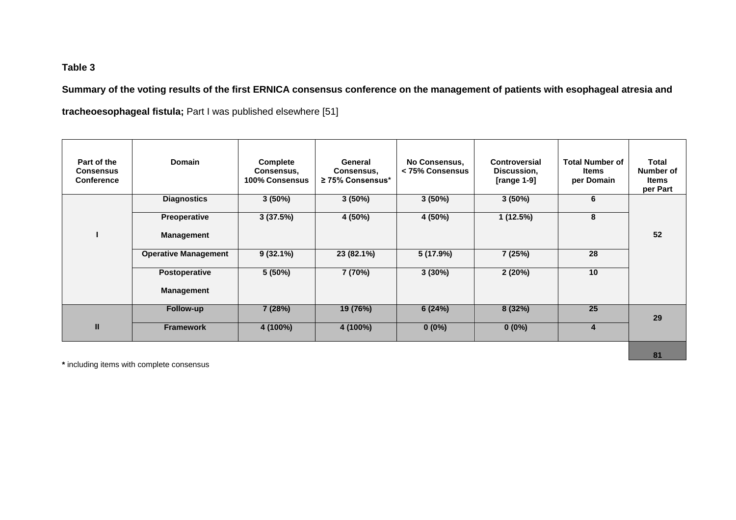**Table 3**

**Summary of the voting results of the first ERNICA consensus conference on the management of patients with esophageal atresia and tracheoesophageal fistula;** Part I was published elsewhere [51]

| Part of the Consensus Conference | Domain | Complete Consensus, 100% Consensus | General Consensus, ≥ 75% Consensus* | No Consensus, < 75% Consensus | Controversial Discussion, [range 1-9] | Total Number of Items per Domain | Total Number of Items per Part |
|---|---|---|---|---|---|---|---|
| I | Diagnostics | 3 (50%) | 3 (50%) | 3 (50%) | 3 (50%) | 6 | 52 |
| | Preoperative Management | 3 (37.5%) | 4 (50%) | 4 (50%) | 1 (12.5%) | 8 | |
| | Operative Management | 9 (32.1%) | 23 (82.1%) | 5 (17.9%) | 7 (25%) | 28 | |
| | Postoperative Management | 5 (50%) | 7 (70%) | 3 (30%) | 2 (20%) | 10 | |
| II | Follow-up | 7 (28%) | 19 (76%) | 6 (24%) | 8 (32%) | 25 | 29 |
| | Framework | 4 (100%) | 4 (100%) | 0 (0%) | 0 (0%) | 4 | |
| | | | | | | | 81 |

**\*** including items with complete consensus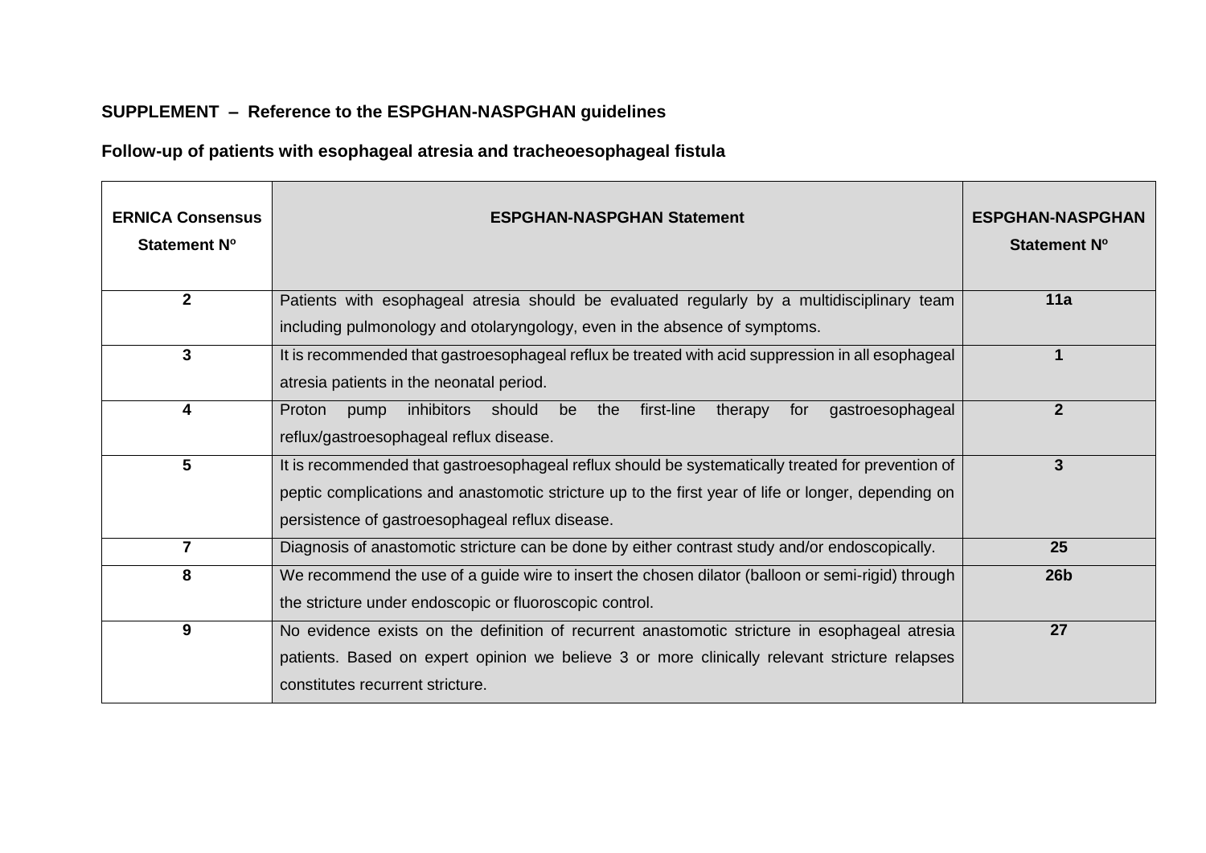**SUPPLEMENT – Reference to the ESPGHAN-NASPGHAN guidelines**

**Follow-up of patients with esophageal atresia and tracheoesophageal fistula**

| ERNICA Consensus Statement Nº | ESPGHAN-NASPGHAN Statement | ESPGHAN-NASPGHAN Statement Nº |
|---|---|---|
| **2** | Patients with esophageal atresia should be evaluated regularly by a multidisciplinary team including pulmonology and otolaryngology, even in the absence of symptoms. | **11a** |
| **3** | It is recommended that gastroesophageal reflux be treated with acid suppression in all esophageal atresia patients in the neonatal period. | **1** |
| **4** | Proton pump inhibitors should be the first-line therapy for gastroesophageal reflux/gastroesophageal reflux disease. | **2** |
| **5** | It is recommended that gastroesophageal reflux should be systematically treated for prevention of peptic complications and anastomotic stricture up to the first year of life or longer, depending on persistence of gastroesophageal reflux disease. | **3** |
| **7** | Diagnosis of anastomotic stricture can be done by either contrast study and/or endoscopically. | **25** |
| **8** | We recommend the use of a guide wire to insert the chosen dilator (balloon or semi-rigid) through the stricture under endoscopic or fluoroscopic control. | **26b** |
| **9** | No evidence exists on the definition of recurrent anastomotic stricture in esophageal atresia patients. Based on expert opinion we believe 3 or more clinically relevant stricture relapses constitutes recurrent stricture. | **27** |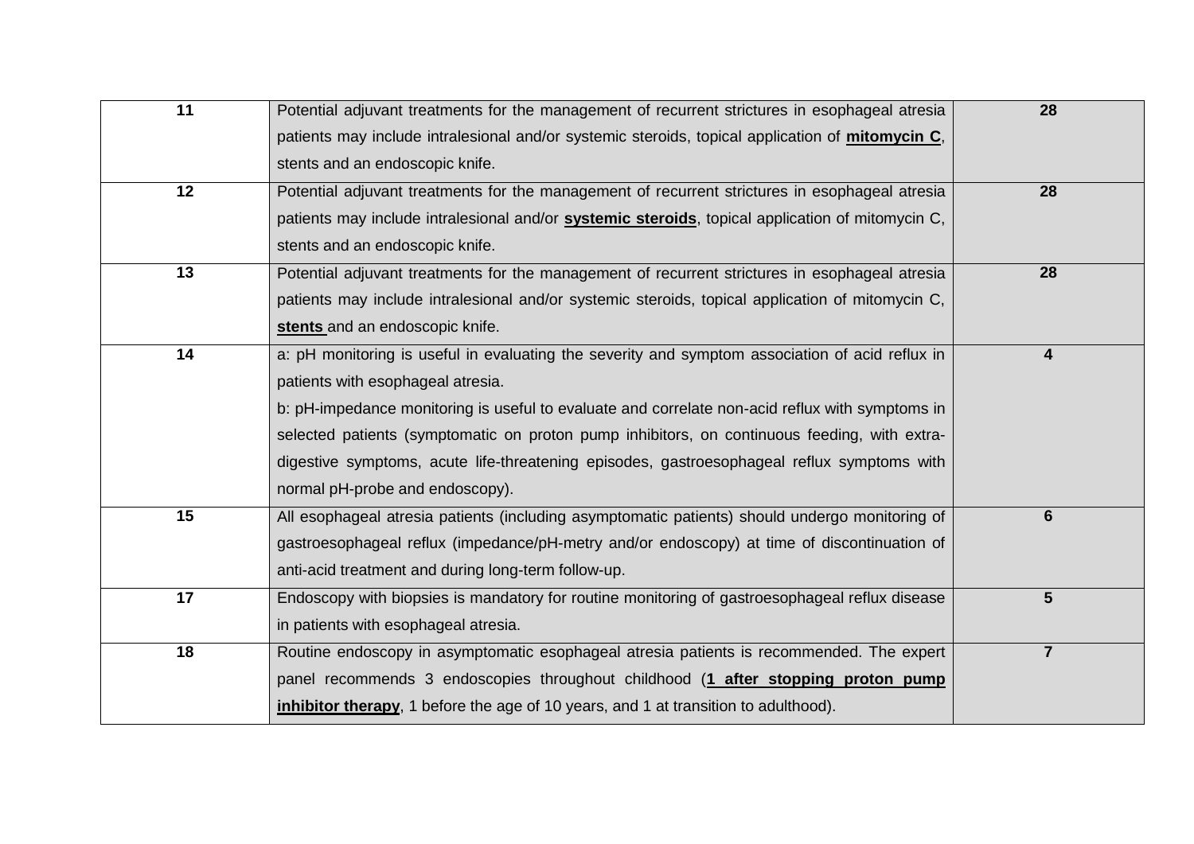| 11 | Potential adjuvant treatments for the management of recurrent strictures in esophageal atresia patients may include intralesional and/or systemic steroids, topical application of **mitomycin C**, stents and an endoscopic knife. | 28 |
|---|---|---|
| 12 | Potential adjuvant treatments for the management of recurrent strictures in esophageal atresia patients may include intralesional and/or **systemic steroids**, topical application of mitomycin C, stents and an endoscopic knife. | 28 |
| 13 | Potential adjuvant treatments for the management of recurrent strictures in esophageal atresia patients may include intralesional and/or systemic steroids, topical application of mitomycin C, **stents** and an endoscopic knife. | 28 |
| 14 | a: pH monitoring is useful in evaluating the severity and symptom association of acid reflux in patients with esophageal atresia.<br>b: pH-impedance monitoring is useful to evaluate and correlate non-acid reflux with symptoms in selected patients (symptomatic on proton pump inhibitors, on continuous feeding, with extra-digestive symptoms, acute life-threatening episodes, gastroesophageal reflux symptoms with normal pH-probe and endoscopy). | 4 |
| 15 | All esophageal atresia patients (including asymptomatic patients) should undergo monitoring of gastroesophageal reflux (impedance/pH-metry and/or endoscopy) at time of discontinuation of anti-acid treatment and during long-term follow-up. | 6 |
| 17 | Endoscopy with biopsies is mandatory for routine monitoring of gastroesophageal reflux disease in patients with esophageal atresia. | 5 |
| 18 | Routine endoscopy in asymptomatic esophageal atresia patients is recommended. The expert panel recommends 3 endoscopies throughout childhood (**1 after stopping proton pump inhibitor therapy**, 1 before the age of 10 years, and 1 at transition to adulthood). | 7 |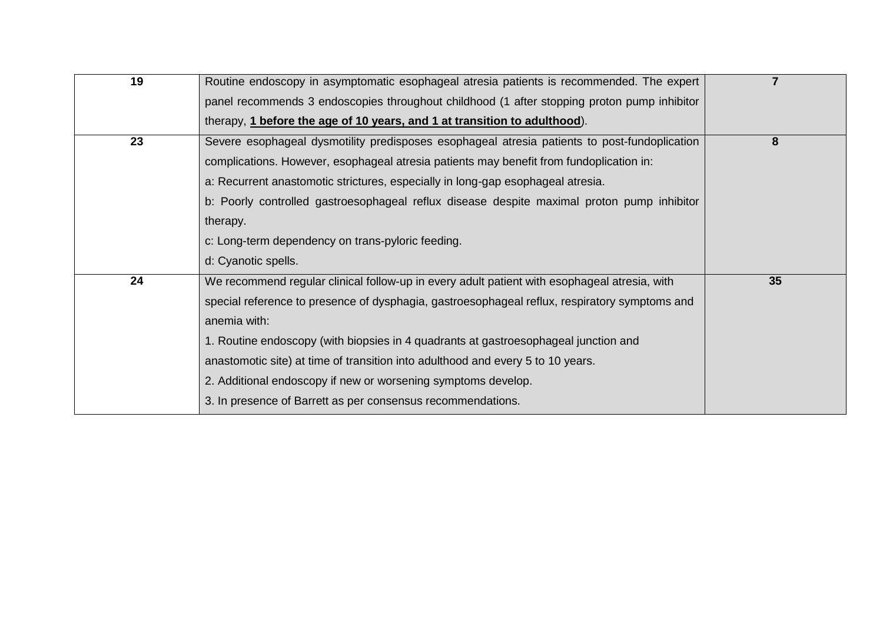| | | |
|---|---|---|
| **19** | Routine endoscopy in asymptomatic esophageal atresia patients is recommended. The expert panel recommends 3 endoscopies throughout childhood (1 after stopping proton pump inhibitor therapy, **1 before the age of 10 years, and 1 at transition to adulthood**). | **7** |
| **23** | Severe esophageal dysmotility predisposes esophageal atresia patients to post-fundoplication complications. However, esophageal atresia patients may benefit from fundoplication in:<br>a: Recurrent anastomotic strictures, especially in long-gap esophageal atresia.<br>b: Poorly controlled gastroesophageal reflux disease despite maximal proton pump inhibitor therapy.<br>c: Long-term dependency on trans-pyloric feeding.<br>d: Cyanotic spells. | **8** |
| **24** | We recommend regular clinical follow-up in every adult patient with esophageal atresia, with special reference to presence of dysphagia, gastroesophageal reflux, respiratory symptoms and anemia with:<br>1. Routine endoscopy (with biopsies in 4 quadrants at gastroesophageal junction and anastomotic site) at time of transition into adulthood and every 5 to 10 years.<br>2. Additional endoscopy if new or worsening symptoms develop.<br>3. In presence of Barrett as per consensus recommendations. | **35** |